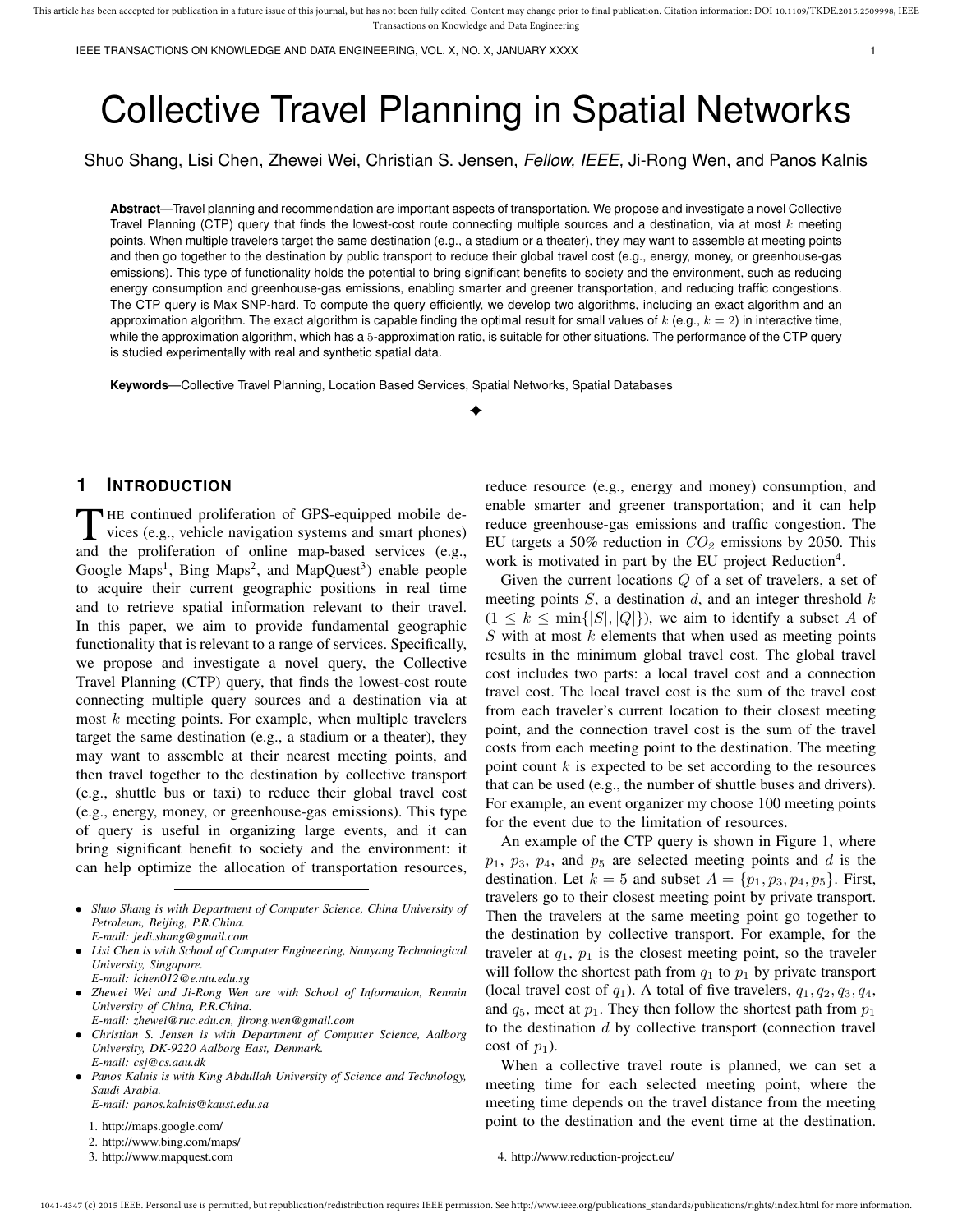# Collective Travel Planning in Spatial Networks

Shuo Shang, Lisi Chen, Zhewei Wei, Christian S. Jensen, *Fellow, IEEE,* Ji-Rong Wen, and Panos Kalnis

**Abstract**—Travel planning and recommendation are important aspects of transportation. We propose and investigate a novel Collective Travel Planning (CTP) query that finds the lowest-cost route connecting multiple sources and a destination, via at most $k$ meeting points. When multiple travelers target the same destination (e.g., a stadium or a theater), they may want to assemble at meeting points and then go together to the destination by public transport to reduce their global travel cost (e.g., energy, money, or greenhouse-gas emissions). This type of functionality holds the potential to bring significant benefits to society and the environment, such as reducing energy consumption and greenhouse-gas emissions, enabling smarter and greener transportation, and reducing traffic congestions. The CTP query is Max SNP-hard. To compute the query efficiently, we develop two algorithms, including an exact algorithm and an approximation algorithm. The exact algorithm is capable finding the optimal result for small values of $k$ (e.g., $k = 2$) in interactive time, while the approximation algorithm, which has a 5-approximation ratio, is suitable for other situations. The performance of the CTP query is studied experimentally with real and synthetic spatial data.

**Keywords**—Collective Travel Planning, Location Based Services, Spatial Networks, Spatial Databases

## 1 Introduction

The continued proliferation of GPS-equipped mobile devices (e.g., vehicle navigation systems and smart phones) and the proliferation of online map-based services (e.g., Google Maps[1], Bing Maps[2], and MapQuest[3]) enable people to acquire their current geographic positions in real time and to retrieve spatial information relevant to their travel. In this paper, we aim to provide fundamental geographic functionality that is relevant to a range of services. Specifically, we propose and investigate a novel query, the Collective Travel Planning (CTP) query, that finds the lowest-cost route connecting multiple query sources and a destination via at most $k$ meeting points. For example, when multiple travelers target the same destination (e.g., a stadium or a theater), they may want to assemble at their nearest meeting points, and then travel together to the destination by collective transport (e.g., shuttle bus or taxi) to reduce their global travel cost (e.g., energy, money, or greenhouse-gas emissions). This type of query is useful in organizing large events, and it can bring significant benefit to society and the environment: it can help optimize the allocation of transportation resources, reduce resource (e.g., energy and money) consumption, and enable smarter and greener transportation; and it can help reduce greenhouse-gas emissions and traffic congestion. The EU targets a 50% reduction in $CO_2$ emissions by 2050. This work is motivated in part by the EU project Reduction[4].

Given the current locations $Q$ of a set of travelers, a set of meeting points $S$, a destination $d$, and an integer threshold $k$ ($1 \leq k \leq \min\{|S|, |Q|\}$), we aim to identify a subset $A$ of $S$ with at most $k$ elements that when used as meeting points results in the minimum global travel cost. The global travel cost includes two parts: a local travel cost and a connection travel cost. The local travel cost is the sum of the travel cost from each traveler's current location to their closest meeting point, and the connection travel cost is the sum of the travel costs from each meeting point to the destination. The meeting point count $k$ is expected to be set according to the resources that can be used (e.g., the number of shuttle buses and drivers). For example, an event organizer my choose 100 meeting points for the event due to the limitation of resources.

An example of the CTP query is shown in Figure 1, where $p_1$, $p_3$, $p_4$, and $p_5$ are selected meeting points and $d$ is the destination. Let $k = 5$ and subset $A = \{p_1, p_3, p_4, p_5\}$. First, travelers go to their closest meeting point by private transport. Then the travelers at the same meeting point go together to the destination by collective transport. For example, for the traveler at $q_1$, $p_1$ is the closest meeting point, so the traveler will follow the shortest path from $q_1$ to $p_1$ by private transport (local travel cost of $q_1$). A total of five travelers, $q_1, q_2, q_3, q_4$, and $q_5$, meet at $p_1$. They then follow the shortest path from $p_1$ to the destination $d$ by collective transport (connection travel cost of $p_1$).

When a collective travel route is planned, we can set a meeting time for each selected meeting point, where the meeting time depends on the travel distance from the meeting point to the destination and the event time at the destination.

- *Shuo Shang is with Department of Computer Science, China University of Petroleum, Beijing, P.R.China.*
  *E-mail: jedi.shang@gmail.com*
- *Lisi Chen is with School of Computer Engineering, Nanyang Technological University, Singapore.*
  *E-mail: lchen012@e.ntu.edu.sg*
- *Zhewei Wei and Ji-Rong Wen are with School of Information, Renmin University of China, P.R.China.*
  *E-mail: zhewei@ruc.edu.cn, jirong.wen@gmail.com*
- *Christian S. Jensen is with Department of Computer Science, Aalborg University, DK-9220 Aalborg East, Denmark.*
  *E-mail: csj@cs.aau.dk*
- *Panos Kalnis is with King Abdullah University of Science and Technology, Saudi Arabia.*
  *E-mail: panos.kalnis@kaust.edu.sa*

1. http://maps.google.com/
2. http://www.bing.com/maps/
3. http://www.mapquest.com
4. http://www.reduction-project.eu/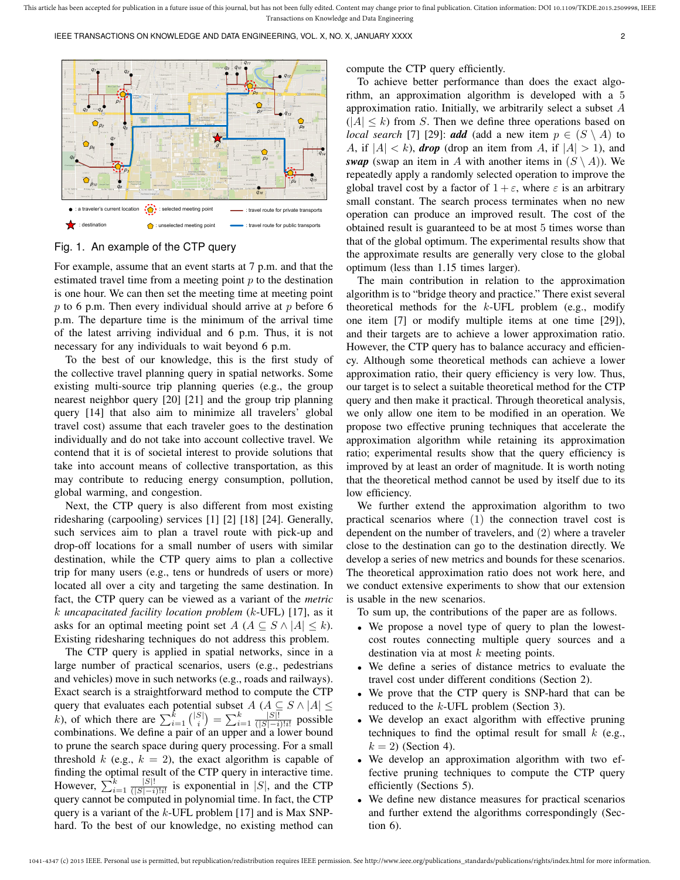Fig. 1. An example of the CTP query

For example, assume that an event starts at 7 p.m. and that the estimated travel time from a meeting point $p$ to the destination is one hour. We can then set the meeting time at meeting point $p$ to 6 p.m. Then every individual should arrive at $p$ before 6 p.m. The departure time is the minimum of the arrival time of the latest arriving individual and 6 p.m. Thus, it is not necessary for any individuals to wait beyond 6 p.m.

To the best of our knowledge, this is the first study of the collective travel planning query in spatial networks. Some existing multi-source trip planning queries (e.g., the group nearest neighbor query [20] [21] and the group trip planning query [14]) that also aim to minimize all travelers' global travel cost) assume that each traveler goes to the destination individually and do not take into account collective travel. We contend that it is of societal interest to provide solutions that take into account means of collective transportation, as this may contribute to reducing energy consumption, pollution, global warming, and congestion.

Next, the CTP query is also different from most existing ridesharing (carpooling) services [1] [2] [18] [24]. Generally, such services aim to plan a travel route with pick-up and drop-off locations for a small number of users with similar destination, while the CTP query aims to plan a collective trip for many users (e.g., tens or hundreds of users or more) located all over a city and targeting the same destination. In fact, the CTP query can be viewed as a variant of the *metric $k$ uncapacitated facility location problem* ($k$-UFL) [17], as it asks for an optimal meeting point set $A$ ($A \subseteq S \wedge |A| \leq k$). Existing ridesharing techniques do not address this problem.

The CTP query is applied in spatial networks, since in a large number of practical scenarios, users (e.g., pedestrians and vehicles) move in such networks (e.g., roads and railways). Exact search is a straightforward method to compute the CTP query that evaluates each potential subset $A$ ($A \subseteq S \wedge |A| \leq k$), of which there are $\sum_{i=1}^{k} \binom{|S|}{i} = \sum_{i=1}^{k} \frac{|S|!}{(|S|-i)!i!}$ possible combinations. We define a pair of an upper and a lower bound to prune the search space during query processing. For a small threshold $k$ (e.g., $k = 2$), the exact algorithm is capable of finding the optimal result of the CTP query in interactive time. However, $\sum_{i=1}^{k} \frac{|S|!}{(|S|-i)!i!}$ is exponential in $|S|$, and the CTP query cannot be computed in polynomial time. In fact, the CTP query is a variant of the $k$-UFL problem [17] and is Max SNP-hard. To the best of our knowledge, no existing method can compute the CTP query efficiently.

To achieve better performance than does the exact algorithm, an approximation algorithm is developed with a 5 approximation ratio. Initially, we arbitrarily select a subset $A$ ($|A| \leq k$) from $S$. Then we define three operations based on *local search* [7] [29]: ***add*** (add a new item $p \in (S \setminus A)$ to $A$, if $|A| < k$), ***drop*** (drop an item from $A$, if $|A| > 1$), and ***swap*** (swap an item in $A$ with another items in $(S \setminus A)$). We repeatedly apply a randomly selected operation to improve the global travel cost by a factor of $1 + \varepsilon$, where $\varepsilon$ is an arbitrary small constant. The search process terminates when no new operation can produce an improved result. The cost of the obtained result is guaranteed to be at most 5 times worse than that of the global optimum. The experimental results show that the approximate results are generally very close to the global optimum (less than 1.15 times larger).

The main contribution in relation to the approximation algorithm is to "bridge theory and practice." There exist several theoretical methods for the $k$-UFL problem (e.g., modify one item [7] or modify multiple items at one time [29]), and their targets are to achieve a lower approximation ratio. However, the CTP query has to balance accuracy and efficiency. Although some theoretical methods can achieve a lower approximation ratio, their query efficiency is very low. Thus, our target is to select a suitable theoretical method for the CTP query and then make it practical. Through theoretical analysis, we only allow one item to be modified in an operation. We propose two effective pruning techniques that accelerate the approximation algorithm while retaining its approximation ratio; experimental results show that the query efficiency is improved by at least an order of magnitude. It is worth noting that the theoretical method cannot be used by itself due to its low efficiency.

We further extend the approximation algorithm to two practical scenarios where (1) the connection travel cost is dependent on the number of travelers, and (2) where a traveler close to the destination can go to the destination directly. We develop a series of new metrics and bounds for these scenarios. The theoretical approximation ratio does not work here, and we conduct extensive experiments to show that our extension is usable in the new scenarios.

To sum up, the contributions of the paper are as follows.

- We propose a novel type of query to plan the lowest-cost routes connecting multiple query sources and a destination via at most $k$ meeting points.
- We define a series of distance metrics to evaluate the travel cost under different conditions (Section 2).
- We prove that the CTP query is SNP-hard that can be reduced to the $k$-UFL problem (Section 3).
- We develop an exact algorithm with effective pruning techniques to find the optimal result for small $k$ (e.g., $k = 2$) (Section 4).
- We develop an approximation algorithm with two effective pruning techniques to compute the CTP query efficiently (Sections 5).
- We define new distance measures for practical scenarios and further extend the algorithms correspondingly (Section 6).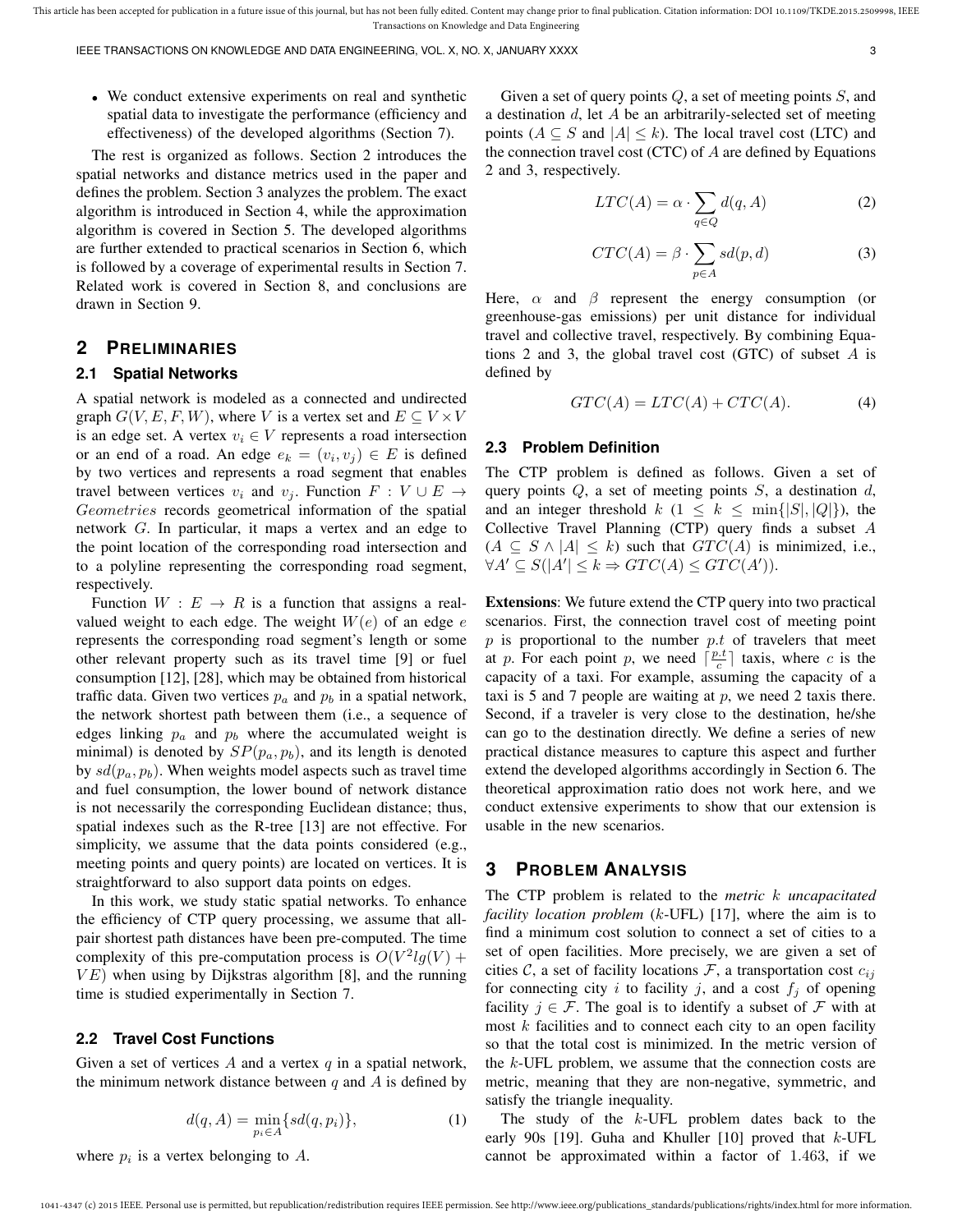- We conduct extensive experiments on real and synthetic spatial data to investigate the performance (efficiency and effectiveness) of the developed algorithms (Section 7).

The rest is organized as follows. Section 2 introduces the spatial networks and distance metrics used in the paper and defines the problem. Section 3 analyzes the problem. The exact algorithm is introduced in Section 4, while the approximation algorithm is covered in Section 5. The developed algorithms are further extended to practical scenarios in Section 6, which is followed by a coverage of experimental results in Section 7. Related work is covered in Section 8, and conclusions are drawn in Section 9.

## 2 Preliminaries

### 2.1 Spatial Networks

A spatial network is modeled as a connected and undirected graph $G(V, E, F, W)$, where $V$ is a vertex set and $E \subseteq V \times V$ is an edge set. A vertex $v_i \in V$ represents a road intersection or an end of a road. An edge $e_k = (v_i, v_j) \in E$ is defined by two vertices and represents a road segment that enables travel between vertices $v_i$ and $v_j$. Function $F : V \cup E \rightarrow Geometries$ records geometrical information of the spatial network $G$. In particular, it maps a vertex and an edge to the point location of the corresponding road intersection and to a polyline representing the corresponding road segment, respectively.

Function $W : E \rightarrow R$ is a function that assigns a real-valued weight to each edge. The weight $W(e)$ of an edge $e$ represents the corresponding road segment's length or some other relevant property such as its travel time [9] or fuel consumption [12], [28], which may be obtained from historical traffic data. Given two vertices $p_a$ and $p_b$ in a spatial network, the network shortest path between them (i.e., a sequence of edges linking $p_a$ and $p_b$ where the accumulated weight is minimal) is denoted by $SP(p_a, p_b)$, and its length is denoted by $sd(p_a, p_b)$. When weights model aspects such as travel time and fuel consumption, the lower bound of network distance is not necessarily the corresponding Euclidean distance; thus, spatial indexes such as the R-tree [13] are not effective. For simplicity, we assume that the data points considered (e.g., meeting points and query points) are located on vertices. It is straightforward to also support data points on edges.

In this work, we study static spatial networks. To enhance the efficiency of CTP query processing, we assume that all-pair shortest path distances have been pre-computed. The time complexity of this pre-computation process is $O(V^2 lg(V) + VE)$ when using by Dijkstras algorithm [8], and the running time is studied experimentally in Section 7.

### 2.2 Travel Cost Functions

Given a set of vertices $A$ and a vertex $q$ in a spatial network, the minimum network distance between $q$ and $A$ is defined by

$$d(q, A) = \min_{p_i \in A} \{sd(q, p_i)\}, \tag{1}$$

where $p_i$ is a vertex belonging to $A$.

Given a set of query points $Q$, a set of meeting points $S$, and a destination $d$, let $A$ be an arbitrarily-selected set of meeting points ($A \subseteq S$ and $|A| \leq k$). The local travel cost (LTC) and the connection travel cost (CTC) of $A$ are defined by Equations 2 and 3, respectively.

$$LTC(A) = \alpha \cdot \sum_{q \in Q} d(q, A) \tag{2}$$

$$CTC(A) = \beta \cdot \sum_{p \in A} sd(p, d) \tag{3}$$

Here, $\alpha$ and $\beta$ represent the energy consumption (or greenhouse-gas emissions) per unit distance for individual travel and collective travel, respectively. By combining Equations 2 and 3, the global travel cost (GTC) of subset $A$ is defined by

$$GTC(A) = LTC(A) + CTC(A). \tag{4}$$

### 2.3 Problem Definition

The CTP problem is defined as follows. Given a set of query points $Q$, a set of meeting points $S$, a destination $d$, and an integer threshold $k$ ($1 \leq k \leq \min\{|S|, |Q|\}$), the Collective Travel Planning (CTP) query finds a subset $A$ ($A \subseteq S \wedge |A| \leq k$) such that $GTC(A)$ is minimized, i.e., $\forall A' \subseteq S(|A'| \leq k \Rightarrow GTC(A) \leq GTC(A'))$.

**Extensions**: We future extend the CTP query into two practical scenarios. First, the connection travel cost of meeting point $p$ is proportional to the number $p.t$ of travelers that meet at $p$. For each point $p$, we need $\lceil \frac{p.t}{c} \rceil$ taxis, where $c$ is the capacity of a taxi. For example, assuming the capacity of a taxi is 5 and 7 people are waiting at $p$, we need 2 taxis there. Second, if a traveler is very close to the destination, he/she can go to the destination directly. We define a series of new practical distance measures to capture this aspect and further extend the developed algorithms accordingly in Section 6. The theoretical approximation ratio does not work here, and we conduct extensive experiments to show that our extension is usable in the new scenarios.

## 3 Problem Analysis

The CTP problem is related to the *metric $k$ uncapacitated facility location problem* ($k$-UFL) [17], where the aim is to find a minimum cost solution to connect a set of cities to a set of open facilities. More precisely, we are given a set of cities $\mathcal{C}$, a set of facility locations $\mathcal{F}$, a transportation cost $c_{ij}$ for connecting city $i$ to facility $j$, and a cost $f_j$ of opening facility $j \in \mathcal{F}$. The goal is to identify a subset of $\mathcal{F}$ with at most $k$ facilities and to connect each city to an open facility so that the total cost is minimized. In the metric version of the $k$-UFL problem, we assume that the connection costs are metric, meaning that they are non-negative, symmetric, and satisfy the triangle inequality.

The study of the $k$-UFL problem dates back to the early 90s [19]. Guha and Khuller [10] proved that $k$-UFL cannot be approximated within a factor of 1.463, if we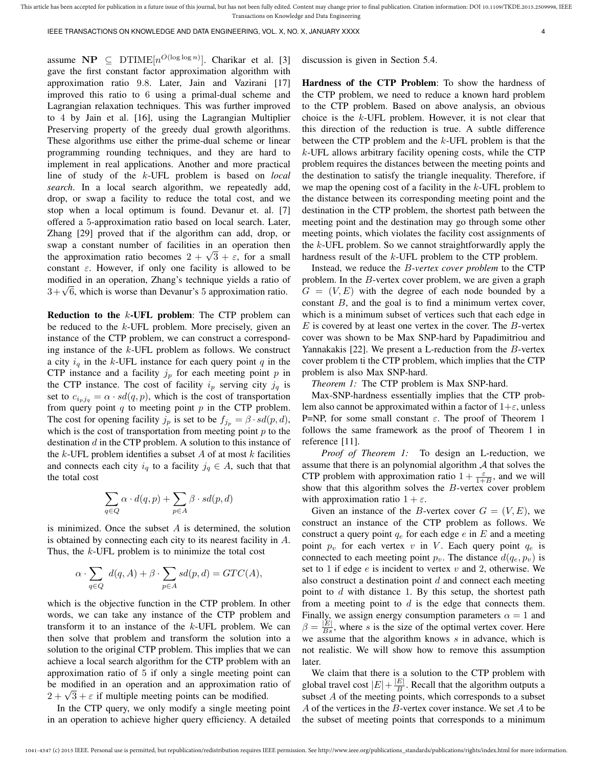assume $\mathbf{NP} \subseteq \text{DTIME}[n^{O(\log \log n)}]$. Charikar et al. [3] gave the first constant factor approximation algorithm with approximation ratio 9.8. Later, Jain and Vazirani [17] improved this ratio to 6 using a primal-dual scheme and Lagrangian relaxation techniques. This was further improved to 4 by Jain et al. [16], using the Lagrangian Multiplier Preserving property of the greedy dual growth algorithms. These algorithms use either the prime-dual scheme or linear programming rounding techniques, and they are hard to implement in real applications. Another and more practical line of study of the $k$-UFL problem is based on *local search*. In a local search algorithm, we repeatedly add, drop, or swap a facility to reduce the total cost, and we stop when a local optimum is found. Devanur et. al. [7] offered a 5-approximation ratio based on local search. Later, Zhang [29] proved that if the algorithm can add, drop, or swap a constant number of facilities in an operation then the approximation ratio becomes $2 + \sqrt{3} + \varepsilon$, for a small constant $\varepsilon$. However, if only one facility is allowed to be modified in an operation, Zhang's technique yields a ratio of $3+\sqrt{6}$, which is worse than Devanur's 5 approximation ratio.

**Reduction to the $k$-UFL problem**: The CTP problem can be reduced to the $k$-UFL problem. More precisely, given an instance of the CTP problem, we can construct a corresponding instance of the $k$-UFL problem as follows. We construct a city $i_q$ in the $k$-UFL instance for each query point $q$ in the CTP instance and a facility $j_p$ for each meeting point $p$ in the CTP instance. The cost of facility $i_p$ serving city $j_q$ is set to $c_{i_p j_q} = \alpha \cdot sd(q, p)$, which is the cost of transportation from query point $q$ to meeting point $p$ in the CTP problem. The cost for opening facility $j_p$ is set to be $f_{j_p} = \beta \cdot sd(p, d)$, which is the cost of transportation from meeting point $p$ to the destination $d$ in the CTP problem. A solution to this instance of the $k$-UFL problem identifies a subset $A$ of at most $k$ facilities and connects each city $i_q$ to a facility $j_q \in A$, such that that the total cost

$$\sum_{q \in Q} \alpha \cdot d(q, p) + \sum_{p \in A} \beta \cdot sd(p, d)$$

is minimized. Once the subset $A$ is determined, the solution is obtained by connecting each city to its nearest facility in $A$. Thus, the $k$-UFL problem is to minimize the total cost

$$\alpha \cdot \sum_{q \in Q} d(q, A) + \beta \cdot \sum_{p \in A} sd(p, d) = GTC(A),$$

which is the objective function in the CTP problem. In other words, we can take any instance of the CTP problem and transform it to an instance of the $k$-UFL problem. We can then solve that problem and transform the solution into a solution to the original CTP problem. This implies that we can achieve a local search algorithm for the CTP problem with an approximation ratio of 5 if only a single meeting point can be modified in an operation and an approximation ratio of $2 + \sqrt{3} + \varepsilon$ if multiple meeting points can be modified.

In the CTP query, we only modify a single meeting point in an operation to achieve higher query efficiency. A detailed discussion is given in Section 5.4.

**Hardness of the CTP Problem**: To show the hardness of the CTP problem, we need to reduce a known hard problem to the CTP problem. Based on above analysis, an obvious choice is the $k$-UFL problem. However, it is not clear that this direction of the reduction is true. A subtle difference between the CTP problem and the $k$-UFL problem is that the $k$-UFL allows arbitrary facility opening costs, while the CTP problem requires the distances between the meeting points and the destination to satisfy the triangle inequality. Therefore, if we map the opening cost of a facility in the $k$-UFL problem to the distance between its corresponding meeting point and the destination in the CTP problem, the shortest path between the meeting point and the destination may go through some other meeting points, which violates the facility cost assignments of the $k$-UFL problem. So we cannot straightforwardly apply the hardness result of the $k$-UFL problem to the CTP problem.

Instead, we reduce the *$B$-vertex cover problem* to the CTP problem. In the $B$-vertex cover problem, we are given a graph $G = (V, E)$ with the degree of each node bounded by a constant $B$, and the goal is to find a minimum vertex cover, which is a minimum subset of vertices such that each edge in $E$ is covered by at least one vertex in the cover. The $B$-vertex cover was shown to be Max SNP-hard by Papadimitriou and Yannakakis [22]. We present a L-reduction from the $B$-vertex cover problem ti the CTP problem, which implies that the CTP problem is also Max SNP-hard.

*Theorem 1:* The CTP problem is Max SNP-hard.

Max-SNP-hardness essentially implies that the CTP problem also cannot be approximated within a factor of $1+\varepsilon$, unless P=NP, for some small constant $\varepsilon$. The proof of Theorem 1 follows the same framework as the proof of Theorem 1 in reference [11].

*Proof of Theorem 1:* To design an L-reduction, we assume that there is an polynomial algorithm $\mathcal{A}$ that solves the CTP problem with approximation ratio $1 + \frac{\varepsilon}{1+B}$, and we will show that this algorithm solves the $B$-vertex cover problem with approximation ratio $1 + \varepsilon$.

Given an instance of the $B$-vertex cover $G = (V, E)$, we construct an instance of the CTP problem as follows. We construct a query point $q_e$ for each edge $e$ in $E$ and a meeting point $p_v$ for each vertex $v$ in $V$. Each query point $q_e$ is connected to each meeting point $p_v$. The distance $d(q_e, p_v)$ is set to 1 if edge $e$ is incident to vertex $v$ and 2, otherwise. We also construct a destination point $d$ and connect each meeting point to $d$ with distance 1. By this setup, the shortest path from a meeting point to $d$ is the edge that connects them. Finally, we assign energy consumption parameters $\alpha = 1$ and $\beta = \frac{|E|}{Bs}$, where $s$ is the size of the optimal vertex cover. Here we assume that the algorithm knows $s$ in advance, which is not realistic. We will show how to remove this assumption later.

We claim that there is a solution to the CTP problem with global travel cost $|E| + \frac{|E|}{B}$. Recall that the algorithm outputs a subset $A$ of the meeting points, which corresponds to a subset $A$ of the vertices in the $B$-vertex cover instance. We set $A$ to be the subset of meeting points that corresponds to a minimum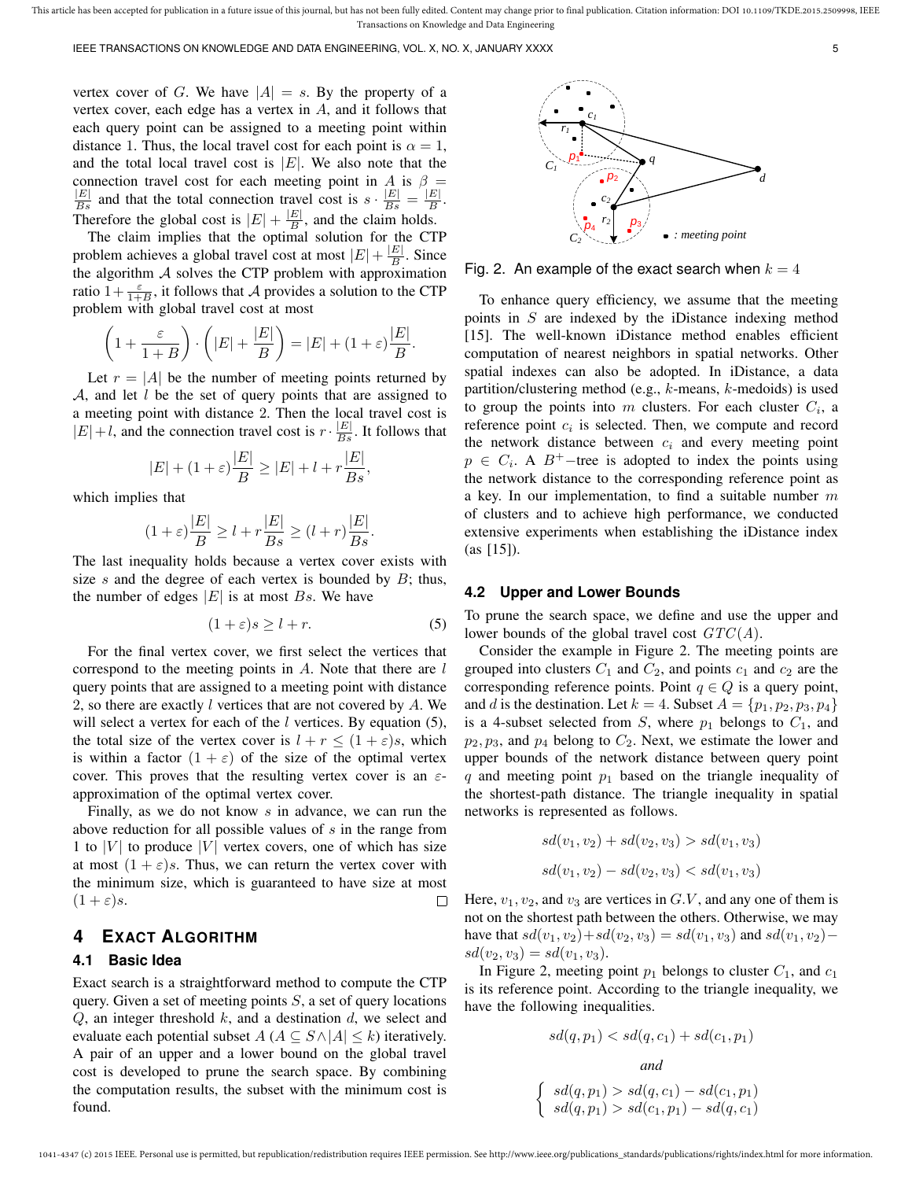vertex cover of $G$. We have $|A| = s$. By the property of a vertex cover, each edge has a vertex in $A$, and it follows that each query point can be assigned to a meeting point within distance 1. Thus, the local travel cost for each point is $\alpha = 1$, and the total local travel cost is $|E|$. We also note that the connection travel cost for each meeting point in $A$ is $\beta = \frac{|E|}{Bs}$ and that the connection travel cost is $s \cdot \frac{|E|}{Bs} = \frac{|E|}{B}$. Therefore the global cost is $|E| + \frac{|E|}{B}$, and the claim holds.

The claim implies that the optimal solution for the CTP problem achieves a global travel cost at most $|E| + \frac{|E|}{B}$. Since the algorithm $\mathcal{A}$ solves the CTP problem with approximation ratio $1 + \frac{\varepsilon}{1+B}$, it follows that $\mathcal{A}$ provides a solution to the CTP problem with global travel cost at most

$$\left(1 + \frac{\varepsilon}{1+B}\right) \cdot \left(|E| + \frac{|E|}{B}\right) = |E| + (1+\varepsilon)\frac{|E|}{B}.$$

Let $r = |A|$ be the number of meeting points returned by $\mathcal{A}$, and let $l$ be the set of query points that are assigned to a meeting point with distance 2. Then the local travel cost is $|E| + l$, and the connection travel cost is $r \cdot \frac{|E|}{Bs}$. It follows that

$$|E| + (1+\varepsilon)\frac{|E|}{B} \geq |E| + l + r\frac{|E|}{Bs},$$

which implies that

$$(1+\varepsilon)\frac{|E|}{B} \geq l + r\frac{|E|}{Bs} \geq (l+r)\frac{|E|}{Bs}.$$

The last inequality holds because a vertex cover exists with size $s$ and the degree of each vertex is bounded by $B$; thus, the number of edges $|E|$ is at most $Bs$. We have

$$(1+\varepsilon)s \geq l + r. \tag{5}$$

For the final vertex cover, we first select the vertices that correspond to the meeting points in $A$. Note that there are $l$ query points that are assigned to a meeting point with distance 2, so there are exactly $l$ vertices that are not covered by $A$. We will select a vertex for each of the $l$ vertices. By equation (5), the total size of the vertex cover is $l + r \leq (1+\varepsilon)s$, which is within a factor $(1+\varepsilon)$ of the size of the optimal vertex cover. This proves that the resulting vertex cover is an $\varepsilon$-approximation of the optimal vertex cover.

Finally, as we do not know $s$ in advance, we can run the above reduction for all possible values of $s$ in the range from 1 to $|V|$ to produce $|V|$ vertex covers, one of which has size at most $(1+\varepsilon)s$. Thus, we can return the vertex cover with the minimum size, which is guaranteed to have size at most $(1+\varepsilon)s$. □

## 4 Exact Algorithm

### 4.1 Basic Idea

Exact search is a straightforward method to compute the CTP query. Given a set of meeting points $S$, a set of query locations $Q$, an integer threshold $k$, and a destination $d$, we select and evaluate each potential subset $A$ ($A \subseteq S \wedge |A| \leq k$) iteratively. A pair of an upper and a lower bound on the global travel cost is developed to prune the search space. By combining the computation results, the subset with the minimum cost is found.

Fig. 2. An example of the exact search when $k = 4$

To enhance query efficiency, we assume that the meeting points in $S$ are indexed by the iDistance indexing method [15]. The well-known iDistance method enables efficient computation of nearest neighbors in spatial networks. Other spatial indexes can also be adopted. In iDistance, a data partition/clustering method (e.g., $k$-means, $k$-medoids) is used to group the points into $m$ clusters. For each cluster $C_i$, a reference point $c_i$ is selected. Then, we compute and record the network distance between $c_i$ and every meeting point $p \in C_i$. A $B^+$−tree is adopted to index the points using the network distance to the corresponding reference point as a key. In our implementation, to find a suitable number $m$ of clusters and to achieve high performance, we conducted extensive experiments when establishing the iDistance index (as [15]).

### 4.2 Upper and Lower Bounds

To prune the search space, we define and use the upper and lower bounds of the global travel cost $GTC(A)$.

Consider the example in Figure 2. The meeting points are grouped into clusters $C_1$ and $C_2$, and points $c_1$ and $c_2$ are the corresponding reference points. Point $q \in Q$ is a query point, and $d$ is the destination. Let $k = 4$. Subset $A = \{p_1, p_2, p_3, p_4\}$ is a 4-subset selected from $S$, where $p_1$ belongs to $C_1$, and $p_2, p_3$, and $p_4$ belong to $C_2$. Next, we estimate the lower and upper bounds of the network distance between query point $q$ and meeting point $p_1$ based on the triangle inequality of the shortest-path distance. The triangle inequality in spatial networks is represented as follows.

$$sd(v_1, v_2) + sd(v_2, v_3) > sd(v_1, v_3)$$

$$sd(v_1, v_2) - sd(v_2, v_3) < sd(v_1, v_3)$$

Here, $v_1, v_2$, and $v_3$ are vertices in $G.V$, and any one of them is not on the shortest path between the others. Otherwise, we may have that $sd(v_1, v_2) + sd(v_2, v_3) = sd(v_1, v_3)$ and $sd(v_1, v_2) - sd(v_2, v_3) = sd(v_1, v_3)$.

In Figure 2, meeting point $p_1$ belongs to cluster $C_1$, and $c_1$ is its reference point. According to the triangle inequality, we have the following inequalities.

$$sd(q, p_1) < sd(q, c_1) + sd(c_1, p_1)$$

*and*

$$\begin{cases} sd(q, p_1) > sd(q, c_1) - sd(c_1, p_1) \\ sd(q, p_1) > sd(c_1, p_1) - sd(q, c_1) \end{cases}$$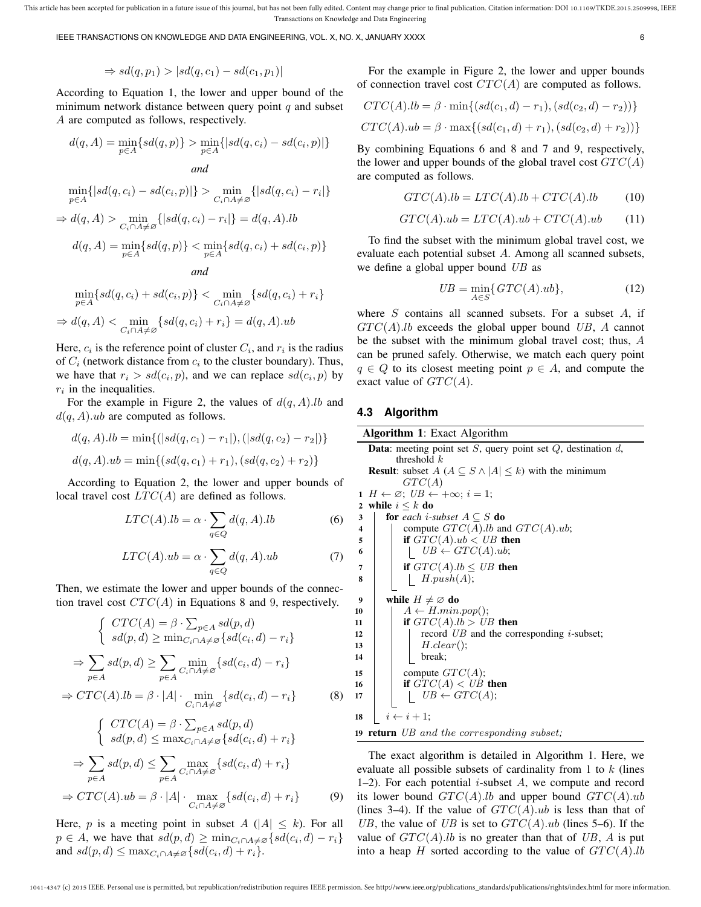$$\Rightarrow sd(q, p_1) > |sd(q, c_1) - sd(c_1, p_1)|$$

According to Equation 1, the lower and upper bound of the minimum network distance between query point $q$ and subset $A$ are computed as follows, respectively.

$$d(q, A) = \min_{p \in A}\{sd(q, p)\} > \min_{p \in A}\{|sd(q, c_i) - sd(c_i, p)|\}$$

*and*

$$\min_{p \in A}\{|sd(q, c_i) - sd(c_i, p)|\} > \min_{C_i \cap A \neq \varnothing}\{|sd(q, c_i) - r_i|\}$$

$$\Rightarrow d(q, A) > \min_{C_i \cap A \neq \varnothing}\{|sd(q, c_i) - r_i|\} = d(q, A).lb$$

$$d(q, A) = \min_{p \in A}\{sd(q, p)\} < \min_{p \in A}\{sd(q, c_i) + sd(c_i, p)\}$$

*and*

$$\min_{p \in A}\{sd(q, c_i) + sd(c_i, p)\} < \min_{C_i \cap A \neq \varnothing}\{sd(q, c_i) + r_i\}$$

$$\Rightarrow d(q, A) < \min_{C_i \cap A \neq \varnothing}\{sd(q, c_i) + r_i\} = d(q, A).ub$$

Here, $c_i$ is the reference point of cluster $C_i$, and $r_i$ is the radius of $C_i$ (network distance from $c_i$ to the cluster boundary). Thus, we have that $r_i > sd(c_i, p)$, and we can replace $sd(c_i, p)$ by $r_i$ in the inequalities.

For the example in Figure 2, the values of $d(q, A).lb$ and $d(q, A).ub$ are computed as follows.

$$d(q, A).lb = \min\{(|sd(q, c_1) - r_1|), (|sd(q, c_2) - r_2|)\}$$

$$d(q, A).ub = \min\{(sd(q, c_1) + r_1), (sd(q, c_2) + r_2)\}$$

According to Equation 2, the lower and upper bounds of local travel cost $LTC(A)$ are defined as follows.

$$LTC(A).lb = \alpha \cdot \sum_{q \in Q} d(q, A).lb \tag{6}$$

$$LTC(A).ub = \alpha \cdot \sum_{q \in Q} d(q, A).ub \tag{7}$$

Then, we estimate the lower and upper bounds of the connection travel cost $CTC(A)$ in Equations 8 and 9, respectively.

$$\begin{cases} CTC(A) = \beta \cdot \sum_{p \in A} sd(p, d) \\ sd(p, d) \geq \min_{C_i \cap A \neq \varnothing}\{sd(c_i, d) - r_i\} \end{cases}$$

$$\Rightarrow \sum_{p \in A} sd(p, d) \geq \sum_{p \in A} \min_{C_i \cap A \neq \varnothing}\{sd(c_i, d) - r_i\}$$

$$\Rightarrow CTC(A).lb = \beta \cdot |A| \cdot \min_{C_i \cap A \neq \varnothing}\{sd(c_i, d) - r_i\} \tag{8}$$

$$\begin{cases} CTC(A) = \beta \cdot \sum_{p \in A} sd(p, d) \\ sd(p, d) \leq \max_{C_i \cap A \neq \varnothing}\{sd(c_i, d) + r_i\} \end{cases}$$

$$\Rightarrow \sum_{p \in A} sd(p, d) \leq \sum_{p \in A} \max_{C_i \cap A \neq \varnothing}\{sd(c_i, d) + r_i\}$$

$$\Rightarrow CTC(A).ub = \beta \cdot |A| \cdot \max_{C_i \cap A \neq \varnothing}\{sd(c_i, d) + r_i\} \tag{9}$$

Here, $p$ is a meeting point in subset $A$ ($|A| \leq k$). For all $p \in A$, we have that $sd(p, d) \geq \min_{C_i \cap A \neq \varnothing}\{sd(c_i, d) - r_i\}$ and $sd(p, d) \leq \max_{C_i \cap A \neq \varnothing}\{sd(c_i, d) + r_i\}$.

For the example in Figure 2, the lower and upper bounds of connection travel cost $CTC(A)$ are computed as follows.

$$CTC(A).lb = \beta \cdot \min\{(sd(c_1, d) - r_1), (sd(c_2, d) - r_2)\}$$

$$CTC(A).ub = \beta \cdot \max\{(sd(c_1, d) + r_1), (sd(c_2, d) + r_2)\}$$

By combining Equations 6 and 8 and 7 and 9, respectively, the lower and upper bounds of the global travel cost $GTC(A)$ are computed as follows.

$$GTC(A).lb = LTC(A).lb + CTC(A).lb \tag{10}$$

$$GTC(A).ub = LTC(A).ub + CTC(A).ub \tag{11}$$

To find the subset with the minimum global travel cost, we evaluate each potential subset $A$. Among all scanned subsets, we define a global upper bound $UB$ as

$$UB = \min_{A \in S}\{GTC(A).ub\}, \tag{12}$$

where $S$ contains all scanned subsets. For a subset $A$, if $GTC(A).lb$ exceeds the global upper bound $UB$, $A$ cannot be the subset with the minimum global travel cost; thus, $A$ can be pruned safely. Otherwise, we match each query point $q \in Q$ to its closest meeting point $p \in A$, and compute the exact value of $GTC(A)$.

### 4.3 Algorithm

**Algorithm 1**: Exact Algorithm

**Data**: meeting point set $S$, query point set $Q$, destination $d$, threshold $k$
**Result**: subset $A$ ($A \subseteq S \wedge |A| \leq k$) with the minimum $GTC(A)$

```
1  H ← ∅; UB ← +∞; i = 1;
2  while i ≤ k do
3      for each i-subset A ⊆ S do
4          compute GTC(A).lb and GTC(A).ub;
5          if GTC(A).ub < UB then
6              UB ← GTC(A).ub;
7          if GTC(A).lb ≤ UB then
8              H.push(A);
9      while H ≠ ∅ do
10         A ← H.min.pop();
11         if GTC(A).lb > UB then
12             record UB and the corresponding i-subset;
13             H.clear();
14             break;
15         compute GTC(A);
16         if GTC(A) < UB then
17             UB ← GTC(A);
18     i ← i + 1;
19 return UB and the corresponding subset;
```

The exact algorithm is detailed in Algorithm 1. Here, we evaluate all possible subsets of cardinality from 1 to $k$ (lines 1–2). For each potential $i$-subset $A$, we compute and record its lower bound $GTC(A).lb$ and upper bound $GTC(A).ub$ (lines 3–4). If the value of $GTC(A).ub$ is less than that of $UB$, the value of $UB$ is set to $GTC(A).ub$ (lines 5–6). If the value of $GTC(A).lb$ is no greater than that of $UB$, $A$ is put into a heap $H$ sorted according to the value of $GTC(A).lb$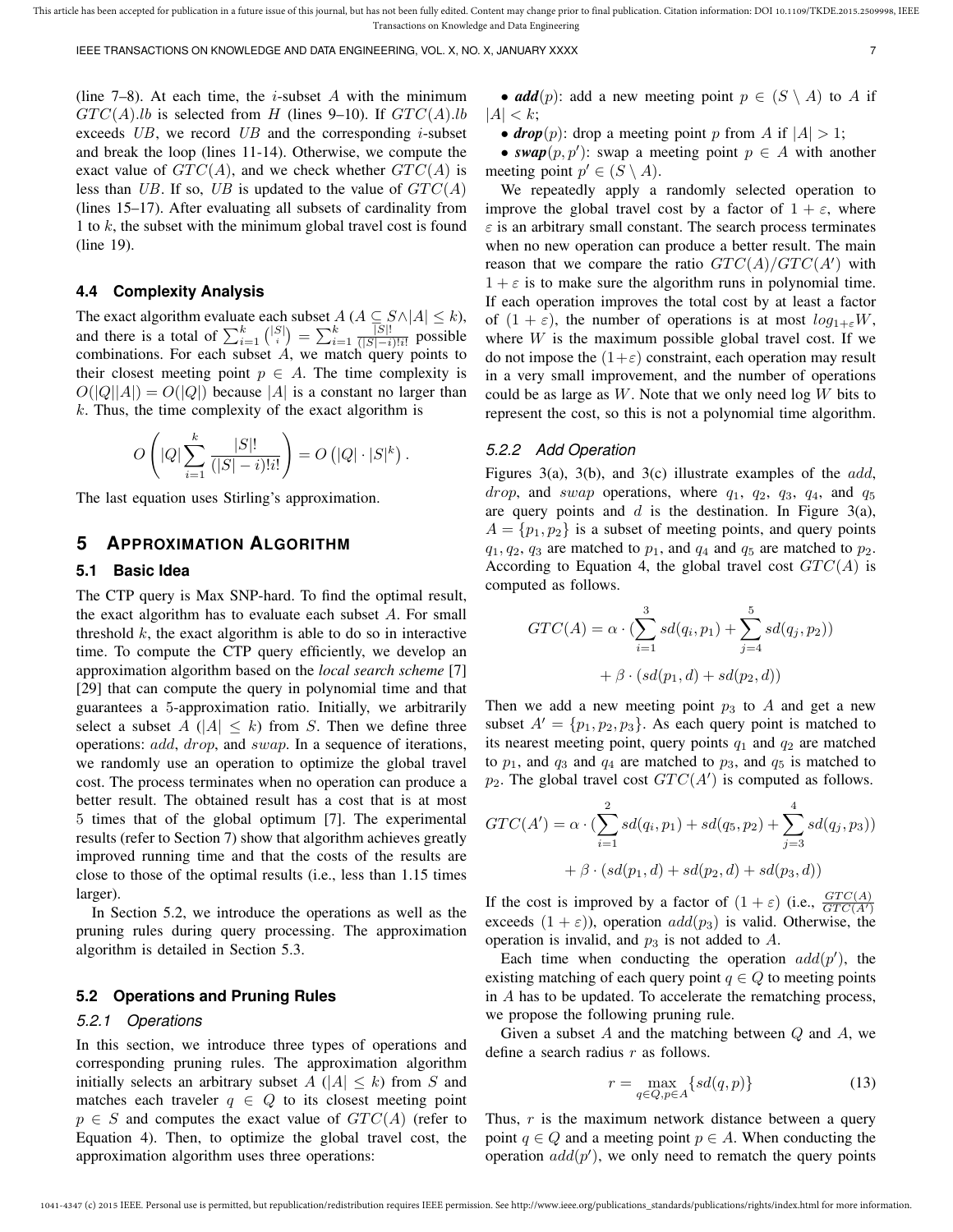(line 7–8). At each time, the $i$-subset $A$ with the minimum $GTC(A).lb$ is selected from $H$ (lines 9–10). If $GTC(A).lb$ exceeds $UB$, we record $UB$ and the corresponding $i$-subset and break the loop (lines 11-14). Otherwise, we compute the exact value of $GTC(A)$, and we check whether $GTC(A)$ is less than $UB$. If so, $UB$ is updated to the value of $GTC(A)$ (lines 15–17). After evaluating all subsets of cardinality from 1 to $k$, the subset with the minimum global travel cost is found (line 19).

### 4.4 Complexity Analysis

The exact algorithm evaluate each subset $A$ ($A \subseteq S \wedge |A| \leq k$), and there is a total of $\sum_{i=1}^{k} \binom{|S|}{i} = \sum_{i=1}^{k} \frac{|S|!}{(|S|-i)!i!}$ possible combinations. For each subset $A$, we match query points to their closest meeting point $p \in A$. The time complexity is $O(|Q||A|) = O(|Q|)$ because $|A|$ is a constant no larger than $k$. Thus, the time complexity of the exact algorithm is

$$O\left(|Q| \sum_{i=1}^{k} \frac{|S|!}{(|S|-i)!i!}\right) = O\left(|Q| \cdot |S|^k\right).$$

The last equation uses Stirling's approximation.

## 5 Approximation Algorithm

### 5.1 Basic Idea

The CTP query is Max SNP-hard. To find the optimal result, the exact algorithm has to evaluate each subset $A$. For small threshold $k$, the exact algorithm is able to do so in interactive time. To compute the CTP query efficiently, we develop an approximation algorithm based on the *local search scheme* [7] [29] that can compute the query in polynomial time and that guarantees a 5-approximation ratio. Initially, we arbitrarily select a subset $A$ ($|A| \leq k$) from $S$. Then we define three operations: $add$, $drop$, and $swap$. In a sequence of iterations, we randomly use an operation to optimize the global travel cost. The process terminates when no operation can produce a better result. The obtained result has a cost that is at most 5 times that of the global optimum [7]. The experimental results (refer to Section 7) show that algorithm achieves greatly improved running time and that the costs of the results are close to those of the optimal results (i.e., less than 1.15 times larger).

In Section 5.2, we introduce the operations as well as the pruning rules during query processing. The approximation algorithm is detailed in Section 5.3.

### 5.2 Operations and Pruning Rules

#### 5.2.1 Operations

In this section, we introduce three types of operations and corresponding pruning rules. The approximation algorithm initially selects an arbitrary subset $A$ ($|A| \leq k$) from $S$ and matches each traveler $q \in Q$ to its closest meeting point $p \in S$ and computes the exact value of $GTC(A)$ (refer to Equation 4). Then, to optimize the global travel cost, the approximation algorithm uses three operations:

- ***add***$(p)$: add a new meeting point $p \in (S \setminus A)$ to $A$ if $|A| < k$;
- ***drop***$(p)$: drop a meeting point $p$ from $A$ if $|A| > 1$;
- ***swap***$(p, p')$: swap a meeting point $p \in A$ with another meeting point $p' \in (S \setminus A)$.

We repeatedly apply a randomly selected operation to improve the global travel cost by a factor of $1 + \varepsilon$, where $\varepsilon$ is an arbitrary small constant. The search process terminates when no new operation can produce a better result. The main reason that we compare the ratio $GTC(A)/GTC(A')$ with $1 + \varepsilon$ is to make sure the algorithm runs in polynomial time. If each operation improves the total cost by at least a factor of $(1 + \varepsilon)$, the number of operations is at most $log_{1+\varepsilon} W$, where $W$ is the maximum possible global travel cost. If we do not impose the $(1+\varepsilon)$ constraint, each operation may result in a very small improvement, and the number of operations could be as large as $W$. Note that we only need $\log W$ bits to represent the cost, so this is not a polynomial time algorithm.

#### 5.2.2 Add Operation

Figures 3(a), 3(b), and 3(c) illustrate examples of the $add$, $drop$, and $swap$ operations, where $q_1$, $q_2$, $q_3$, $q_4$, and $q_5$ are query points and $d$ is the destination. In Figure 3(a), $A = \{p_1, p_2\}$ is a subset of meeting points, and query points $q_1, q_2, q_3$ are matched to $p_1$, and $q_4$ and $q_5$ are matched to $p_2$. According to Equation 4, the global travel cost $GTC(A)$ is computed as follows.

$$GTC(A) = \alpha \cdot (\sum_{i=1}^{3} sd(q_i, p_1) + \sum_{j=4}^{5} sd(q_j, p_2)) + \beta \cdot (sd(p_1, d) + sd(p_2, d))$$

Then we add a new meeting point $p_3$ to $A$ and get a new subset $A' = \{p_1, p_2, p_3\}$. As each query point is matched to its nearest meeting point, query points $q_1$ and $q_2$ are matched to $p_1$, and $q_3$ and $q_4$ are matched to $p_3$, and $q_5$ is matched to $p_2$. The global travel cost $GTC(A')$ is computed as follows.

$$GTC(A') = \alpha \cdot (\sum_{i=1}^{2} sd(q_i, p_1) + sd(q_5, p_2) + \sum_{j=3}^{4} sd(q_j, p_3)) + \beta \cdot (sd(p_1, d) + sd(p_2, d) + sd(p_3, d))$$

If the cost is improved by a factor of $(1 + \varepsilon)$ (i.e., $\frac{GTC(A)}{GTC(A')}$ exceeds $(1 + \varepsilon)$), operation $add(p_3)$ is valid. Otherwise, the operation is invalid, and $p_3$ is not added to $A$.

Each time when conducting the operation $add(p')$, the existing matching of each query point $q \in Q$ to meeting points in $A$ has to be updated. To accelerate the rematching process, we propose the following pruning rule.

Given a subset $A$ and the matching between $Q$ and $A$, we define a search radius $r$ as follows.

$$r = \max_{q \in Q, p \in A} \{sd(q, p)\} \tag{13}$$

Thus, $r$ is the maximum network distance between a query point $q \in Q$ and a meeting point $p \in A$. When conducting the operation $add(p')$, we only need to rematch the query points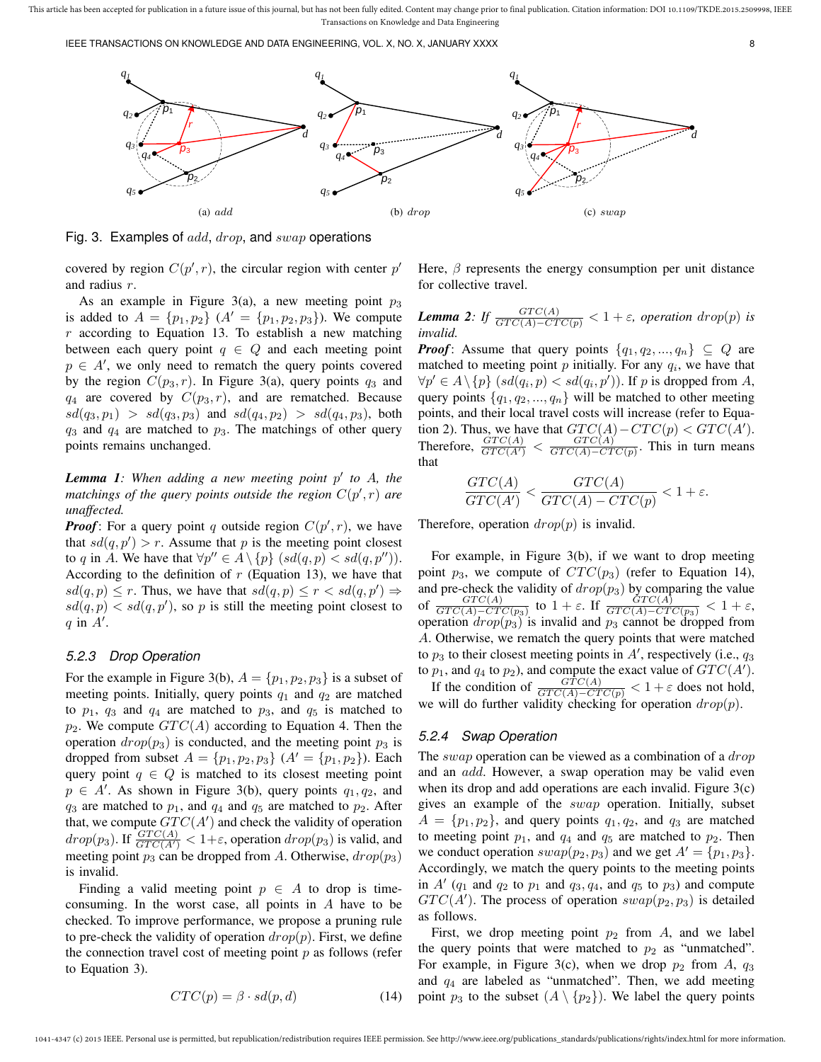(a) *add* (b) *drop* (c) *swap*

Fig. 3. Examples of $add$, $drop$, and $swap$ operations

covered by region $C(p', r)$, the circular region with center $p'$ and radius $r$.

As an example in Figure 3(a), a new meeting point $p_3$ is added to $A = \{p_1, p_2\}$ ($A' = \{p_1, p_2, p_3\}$). We compute $r$ according to Equation 13. To establish a new matching between each query point $q \in Q$ and each meeting point $p \in A'$, we only need to rematch the query points covered by the region $C(p_3, r)$. In Figure 3(a), query points $q_3$ and $q_4$ are covered by $C(p_3, r)$, and are rematched. Because $sd(q_3, p_1) > sd(q_3, p_3)$ and $sd(q_4, p_2) > sd(q_4, p_3)$, both $q_3$ and $q_4$ are matched to $p_3$. The matchings of other query points remains unchanged.

***Lemma 1****: When adding a new meeting point $p'$ to $A$, the matchings of the query points outside the region $C(p', r)$ are unaffected.*

***Proof***: For a query point $q$ outside region $C(p', r)$, we have that $sd(q, p') > r$. Assume that $p$ is the meeting point closest to $q$ in $A$. We have that $\forall p'' \in A \setminus \{p\}$ $(sd(q, p) < sd(q, p''))$. According to the definition of $r$ (Equation 13), we have that $sd(q, p) \leq r$. Thus, we have that $sd(q, p) \leq r < sd(q, p') \Rightarrow sd(q, p) < sd(q, p')$, so $p$ is still the meeting point closest to $q$ in $A'$.

### 5.2.3 Drop Operation

For the example in Figure 3(b), $A = \{p_1, p_2, p_3\}$ is a subset of meeting points. Initially, query points $q_1$ and $q_2$ are matched to $p_1$, $q_3$ and $q_4$ are matched to $p_3$, and $q_5$ is matched to $p_2$. We compute $GTC(A)$ according to Equation 4. Then the operation $drop(p_3)$ is conducted, and the meeting point $p_3$ is dropped from subset $A = \{p_1, p_2, p_3\}$ ($A' = \{p_1, p_2\}$). Each query point $q \in Q$ is matched to its closest meeting point $p \in A'$. As shown in Figure 3(b), query points $q_1, q_2$, and $q_3$ are matched to $p_1$, and $q_4$ and $q_5$ are matched to $p_2$. After that, we compute $GTC(A')$ and check the validity of operation $drop(p_3)$. If $\frac{GTC(A)}{GTC(A')} < 1+\varepsilon$, operation $drop(p_3)$ is valid, and meeting point $p_3$ can be dropped from $A$. Otherwise, $drop(p_3)$ is invalid.

Finding a valid meeting point $p \in A$ to drop is time-consuming. In the worst case, all points in $A$ have to be checked. To improve performance, we propose a pruning rule to pre-check the validity of operation $drop(p)$. First, we define the connection travel cost of meeting point $p$ as follows (refer to Equation 3).

$$CTC(p) = \beta \cdot sd(p, d) \tag{14}$$

Here, $\beta$ represents the energy consumption per unit distance for collective travel.

***Lemma 2****: If $\frac{GTC(A)}{GTC(A)-CTC(p)} < 1 + \varepsilon$, operation $drop(p)$ is invalid.*

***Proof***: Assume that query points $\{q_1, q_2, ..., q_n\} \subseteq Q$ are matched to meeting point $p$ initially. For any $q_i$, we have that $\forall p' \in A \setminus \{p\}$ $(sd(q_i, p) < sd(q_i, p'))$. If $p$ is dropped from $A$, query points $\{q_1, q_2, ..., q_n\}$ will be matched to other meeting points, and their local travel costs will increase (refer to Equation 2). Thus, we have that $GTC(A) - CTC(p) < GTC(A')$. Therefore, $\frac{GTC(A)}{GTC(A')} < \frac{GTC(A)}{GTC(A)-CTC(p)}$. This in turn means that

$$\frac{GTC(A)}{GTC(A')} < \frac{GTC(A)}{GTC(A) - CTC(p)} < 1 + \varepsilon.$$

Therefore, operation $drop(p)$ is invalid.

For example, in Figure 3(b), if we want to drop meeting point $p_3$, we compute $CTC(p_3)$ (refer to Equation 14), and pre-check the validity of $drop(p_3)$ by comparing the value of $\frac{GTC(A)}{GTC(A)-CTC(p_3)}$ to $1 + \varepsilon$. If $\frac{GTC(A)}{GTC(A)-CTC(p_3)} < 1 + \varepsilon$, operation $drop(p_3)$ is invalid and $p_3$ cannot be dropped from $A$. Otherwise, we rematch the query points that were matched to $p_3$ to their closest meeting points in $A'$, respectively (i.e., $q_3$ to $p_1$, and $q_4$ to $p_2$), and compute the exact value of $GTC(A')$.

If the condition of $\frac{GTC(A)}{GTC(A)-CTC(p)} < 1 + \varepsilon$ does not hold, we will do further validity checking for operation $drop(p)$.

### 5.2.4 Swap Operation

The $swap$ operation can be viewed as a combination of a $drop$ and an $add$. However, a swap operation may be valid even when its drop and add operations are each invalid. Figure 3(c) gives an example of the $swap$ operation. Initially, subset $A = \{p_1, p_2\}$, and query points $q_1, q_2$, and $q_3$ are matched to meeting point $p_1$, and $q_4$ and $q_5$ are matched to $p_2$. Then we conduct operation $swap(p_2, p_3)$ and we get $A' = \{p_1, p_3\}$. Accordingly, we match the query points to the meeting points in $A'$ ($q_1$ and $q_2$ to $p_1$ and $q_3, q_4$, and $q_5$ to $p_3$) and compute $GTC(A')$. The process of operation $swap(p_2, p_3)$ is detailed as follows.

First, we drop meeting point $p_2$ from $A$, and we label the query points that were matched to $p_2$ as "unmatched". For example, in Figure 3(c), when we drop $p_2$ from $A$, $q_3$ and $q_4$ are labeled as "unmatched". Then, we add meeting point $p_3$ to the subset $(A \setminus \{p_2\})$. We label the query points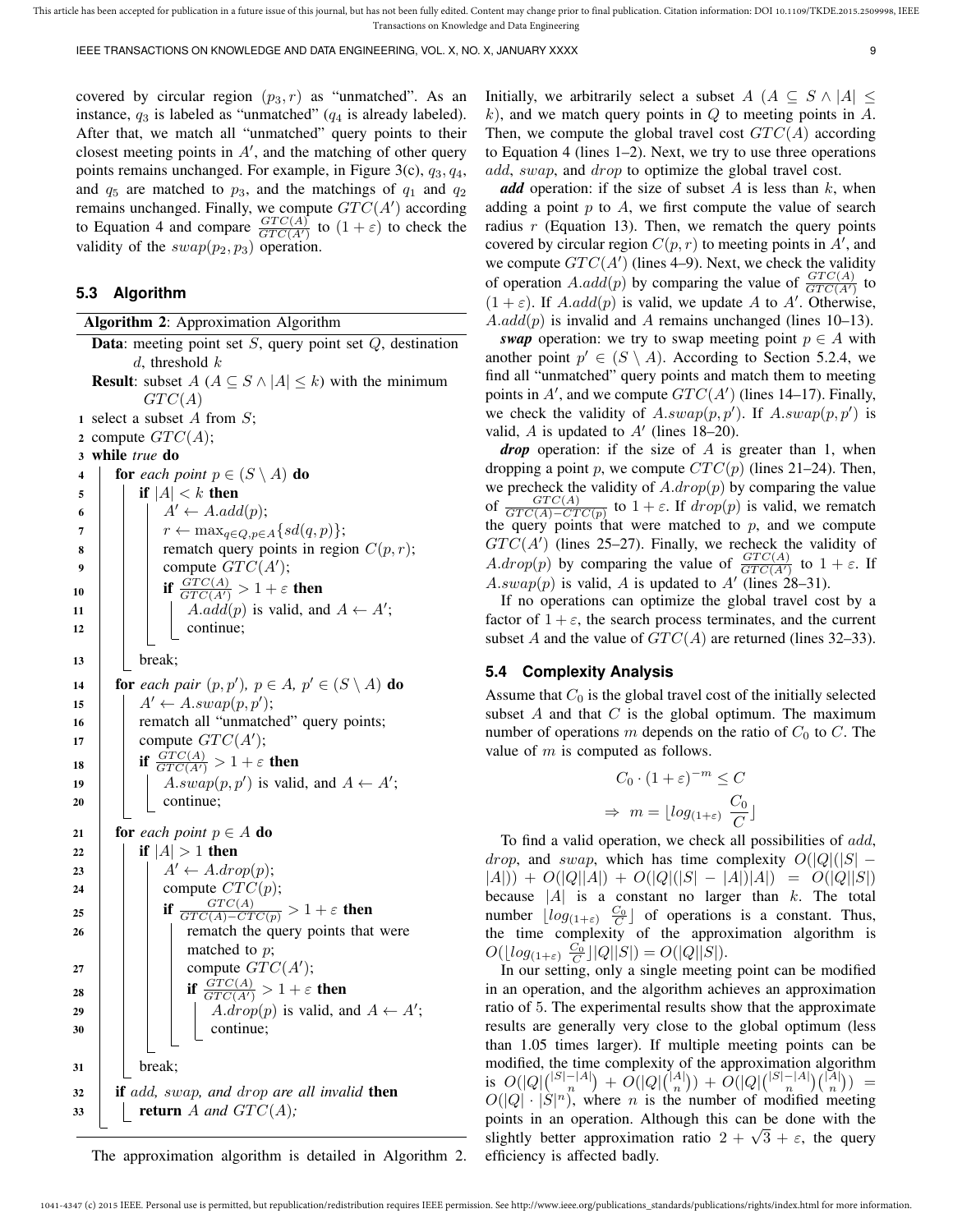covered by circular region $(p_3, r)$ as "unmatched". As an instance, $q_3$ is labeled as "unmatched" ($q_4$ is already labeled). After that, we match all "unmatched" query points to their closest meeting points in $A'$, and the matching of other query points remains unchanged. For example, in Figure 3(c), $q_3$, $q_4$, and $q_5$ are matched to $p_3$, and the matchings of $q_1$ and $q_2$ remains unchanged. Finally, we compute $GTC(A')$ according to Equation 4 and compare $\frac{GTC(A)}{GTC(A')}$ to $(1+\varepsilon)$ to check the validity of the $swap(p_2, p_3)$ operation.

### 5.3 Algorithm

**Algorithm 2**: Approximation Algorithm

```
Data: meeting point set S, query point set Q, destination
      d, threshold k
Result: subset A (A ⊆ S ∧ |A| ≤ k) with the minimum
        GTC(A)
1  select a subset A from S;
2  compute GTC(A);
3  while true do
4      for each point p ∈ (S \ A) do
5          if |A| < k then
6              A' ← A.add(p);
7              r ← max_{q∈Q,p∈A}{sd(q, p)};
8              rematch query points in region C(p, r);
9              compute GTC(A');
10             if GTC(A)/GTC(A') > 1 + ε then
11                 A.add(p) is valid, and A ← A';
12                 continue;
13         break;
14     for each pair (p, p'), p ∈ A, p' ∈ (S \ A) do
15         A' ← A.swap(p, p');
16         rematch all "unmatched" query points;
17         compute GTC(A');
18         if GTC(A)/GTC(A') > 1 + ε then
19             A.swap(p, p') is valid, and A ← A';
20             continue;
21     for each point p ∈ A do
22         if |A| > 1 then
23             A' ← A.drop(p);
24             compute CTC(p);
25             if GTC(A)/(GTC(A) − CTC(p)) > 1 + ε then
26                 rematch the query points that were
                   matched to p;
27                 compute GTC(A');
28                 if GTC(A)/GTC(A') > 1 + ε then
29                     A.drop(p) is valid, and A ← A';
30                     continue;
31         break;
32     if add, swap, and drop are all invalid then
33         return A and GTC(A);
```

The approximation algorithm is detailed in Algorithm 2. Initially, we arbitrarily select a subset $A$ ($A \subseteq S \wedge |A| \leq k$), and we match query points in $Q$ to meeting points in $A$. Then, we compute the global travel cost $GTC(A)$ according to Equation 4 (lines 1–2). Next, we try to use three operations $add$, $swap$, and $drop$ to optimize the global travel cost.

***add*** operation: if the size of subset $A$ is less than $k$, when adding a point $p$ to $A$, we first compute the value of search radius $r$ (Equation 13). Then, we rematch the query points covered by circular region $C(p, r)$ to meeting points in $A'$, and we compute $GTC(A')$ (lines 4–9). Next, we check the validity of operation $A.add(p)$ by comparing the value of $\frac{GTC(A)}{GTC(A')}$ to $(1+\varepsilon)$. If $A.add(p)$ is valid, we update $A$ to $A'$. Otherwise, $A.add(p)$ is invalid and $A$ remains unchanged (lines 10–13).

***swap*** operation: we try to swap meeting point $p \in A$ with another point $p' \in (S \setminus A)$. According to Section 5.2.4, we find all "unmatched" query points and match them to meeting points in $A'$, and we compute $GTC(A')$ (lines 14–17). Finally, we check the validity of $A.swap(p, p')$. If $A.swap(p, p')$ is valid, $A$ is updated to $A'$ (lines 18–20).

***drop*** operation: if the size of $A$ is greater than 1, when dropping a point $p$, we compute $CTC(p)$ (lines 21–24). Then, we precheck the validity of $A.drop(p)$ by comparing the value of $\frac{GTC(A)}{GTC(A)-CTC(p)}$ to $1+\varepsilon$. If $drop(p)$ is valid, we rematch the query points that were matched to $p$, and we compute $GTC(A')$ (lines 25–27). Finally, we recheck the validity of $A.drop(p)$ by comparing the value of $\frac{GTC(A)}{GTC(A')}$ to $1+\varepsilon$. If $A.swap(p)$ is valid, $A$ is updated to $A'$ (lines 28–31).

If no operations can optimize the global travel cost by a factor of $1+\varepsilon$, the search process terminates, and the current subset $A$ and the value of $GTC(A)$ are returned (lines 32–33).

### 5.4 Complexity Analysis

Assume that $C_0$ is the global travel cost of the initially selected subset $A$ and that $C$ is the global optimum. The maximum number of operations $m$ depends on the ratio of $C_0$ to $C$. The value of $m$ is computed as follows.

$$C_0 \cdot (1+\varepsilon)^{-m} \leq C$$
$$\Rightarrow \; m = \lfloor log_{(1+\varepsilon)} \; \frac{C_0}{C} \rfloor$$

To find a valid operation, we check all possibilities of $add$, $drop$, and $swap$, which has time complexity $O(|Q|(|S| - |A|)) + O(|Q||A|) + O(|Q|(|S| - |A|)|A|) = O(|Q||S|)$ because $|A|$ is a constant no larger than $k$. The total number $\lfloor log_{(1+\varepsilon)} \; \frac{C_0}{C} \rfloor$ of operations is a constant. Thus, the time complexity of the approximation algorithm is $O(\lfloor log_{(1+\varepsilon)} \; \frac{C_0}{C} \rfloor |Q||S|) = O(|Q||S|)$.

In our setting, only a single meeting point can be modified in an operation, and the algorithm achieves an approximation ratio of 5. The experimental results show that the approximate results are generally very close to the global optimum (less than 1.05 times larger). If multiple meeting points can be modified, the time complexity of the approximation algorithm is $O(|Q|\binom{|S|-|A|}{n}) + O(|Q|\binom{|A|}{n}) + O(|Q|\binom{|S|-|A|}{n}\binom{|A|}{n}) = O(|Q| \cdot |S|^n)$, where $n$ is the number of modified meeting points in an operation. Although this can be done with the slightly better approximation ratio $2+\sqrt{3}+\varepsilon$, the query efficiency is affected badly.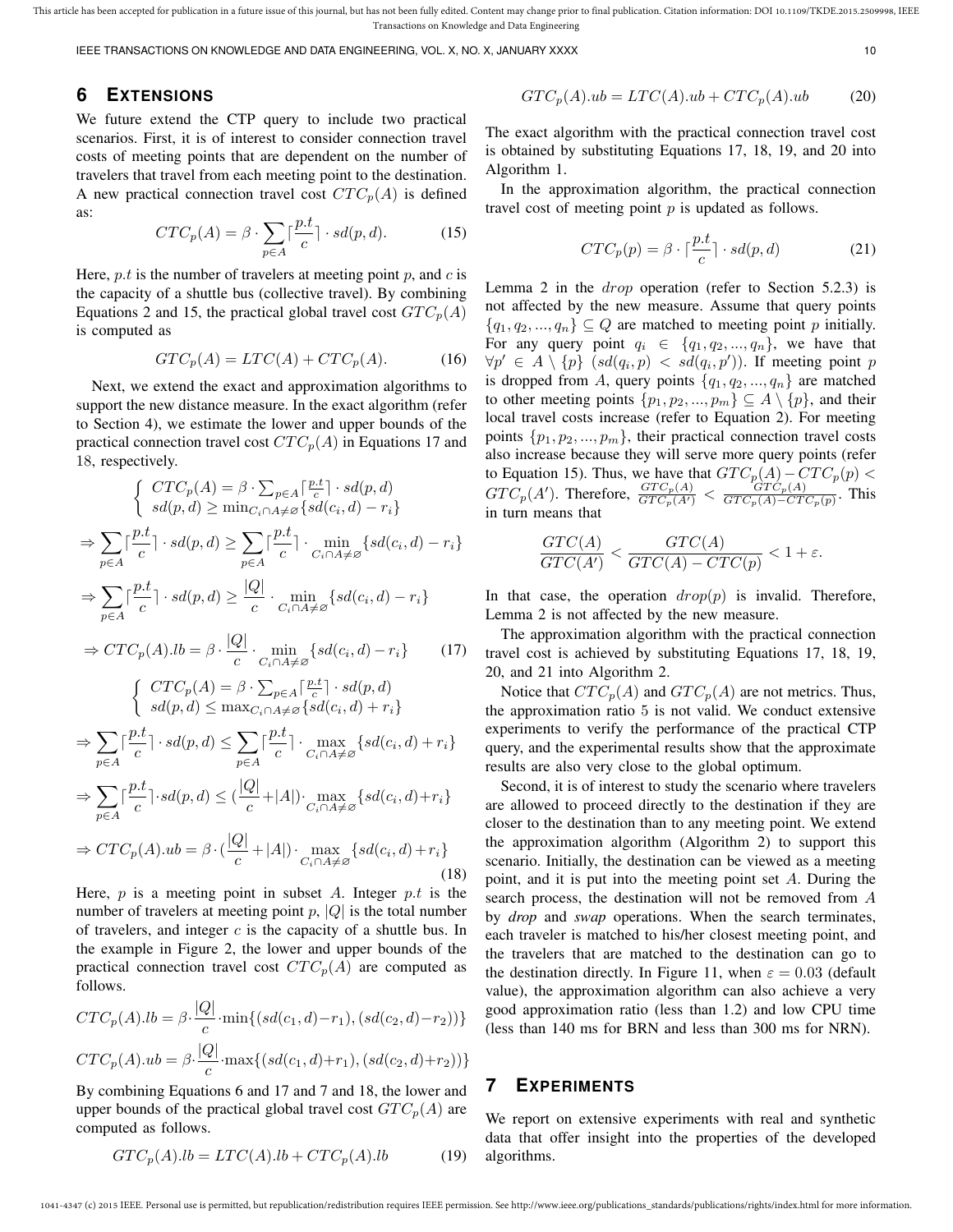## 6 Extensions

We future extend the CTP query to include two practical scenarios. First, it is of interest to consider connection travel costs of meeting points that are dependent on the number of travelers that travel from each meeting point to the destination. A new practical connection travel cost $CTC_p(A)$ is defined as:

$$CTC_p(A) = \beta \cdot \sum_{p \in A} \lceil \frac{p.t}{c} \rceil \cdot sd(p, d). \tag{15}$$

Here, $p.t$ is the number of travelers at meeting point $p$, and $c$ is the capacity of a shuttle bus (collective travel). By combining Equations 2 and 15, the practical global travel cost $GTC_p(A)$ is computed as

$$GTC_p(A) = LTC(A) + CTC_p(A). \tag{16}$$

Next, we extend the exact and approximation algorithms to support the new distance measure. In the exact algorithm (refer to Section 4), we estimate the lower and upper bounds of the practical connection travel cost $CTC_p(A)$ in Equations 17 and 18, respectively.

$$\begin{cases} CTC_p(A) = \beta \cdot \sum_{p \in A} \lceil \frac{p.t}{c} \rceil \cdot sd(p, d) \\ sd(p, d) \geq \min_{C_i \cap A \neq \varnothing} \{sd(c_i, d) - r_i\} \end{cases}$$

$$\Rightarrow \sum_{p \in A} \lceil \frac{p.t}{c} \rceil \cdot sd(p, d) \geq \sum_{p \in A} \lceil \frac{p.t}{c} \rceil \cdot \min_{C_i \cap A \neq \varnothing} \{sd(c_i, d) - r_i\}$$

$$\Rightarrow \sum_{p \in A} \lceil \frac{p.t}{c} \rceil \cdot sd(p, d) \geq \frac{|Q|}{c} \cdot \min_{C_i \cap A \neq \varnothing} \{sd(c_i, d) - r_i\}$$

$$\Rightarrow CTC_p(A).lb = \beta \cdot \frac{|Q|}{c} \cdot \min_{C_i \cap A \neq \varnothing} \{sd(c_i, d) - r_i\} \tag{17}$$

$$\begin{cases} CTC_p(A) = \beta \cdot \sum_{p \in A} \lceil \frac{p.t}{c} \rceil \cdot sd(p, d) \\ sd(p, d) \leq \max_{C_i \cap A \neq \varnothing} \{sd(c_i, d) + r_i\} \end{cases}$$

$$\Rightarrow \sum_{p \in A} \lceil \frac{p.t}{c} \rceil \cdot sd(p, d) \leq \sum_{p \in A} \lceil \frac{p.t}{c} \rceil \cdot \max_{C_i \cap A \neq \varnothing} \{sd(c_i, d) + r_i\}$$

$$\Rightarrow \sum_{p \in A} \lceil \frac{p.t}{c} \rceil \cdot sd(p, d) \leq (\frac{|Q|}{c} + |A|) \cdot \max_{C_i \cap A \neq \varnothing} \{sd(c_i, d) + r_i\}$$

$$\Rightarrow CTC_p(A).ub = \beta \cdot (\frac{|Q|}{c} + |A|) \cdot \max_{C_i \cap A \neq \varnothing} \{sd(c_i, d) + r_i\} \tag{18}$$

Here, $p$ is a meeting point in subset $A$. Integer $p.t$ is the number of travelers at meeting point $p$, $|Q|$ is the total number of travelers, and integer $c$ is the capacity of a shuttle bus. In the example in Figure 2, the lower and upper bounds of the practical connection travel cost $CTC_p(A)$ are computed as follows.

$$CTC_p(A).lb = \beta \cdot \frac{|Q|}{c} \cdot \min\{(sd(c_1, d) - r_1), (sd(c_2, d) - r_2)\}$$

$$CTC_p(A).ub = \beta \cdot \frac{|Q|}{c} \cdot \max\{(sd(c_1, d) + r_1), (sd(c_2, d) + r_2)\}$$

By combining Equations 6 and 17 and 7 and 18, the lower and upper bounds of the practical global travel cost $GTC_p(A)$ are computed as follows.

$$GTC_p(A).lb = LTC(A).lb + CTC_p(A).lb \tag{19}$$

$$GTC_p(A).ub = LTC(A).ub + CTC_p(A).ub \tag{20}$$

The exact algorithm with the practical connection travel cost is obtained by substituting Equations 17, 18, 19, and 20 into Algorithm 1.

In the approximation algorithm, the practical connection travel cost of meeting point $p$ is updated as follows.

$$CTC_p(p) = \beta \cdot \lceil \frac{p.t}{c} \rceil \cdot sd(p, d) \tag{21}$$

Lemma 2 in the *drop* operation (refer to Section 5.2.3) is not affected by the new measure. Assume that query points $\{q_1, q_2, ..., q_n\} \subseteq Q$ are matched to meeting point $p$ initially. For any query point $q_i \in \{q_1, q_2, ..., q_n\}$, we have that $\forall p' \in A \setminus \{p\}$ $(sd(q_i, p) < sd(q_i, p'))$. If meeting point $p$ is dropped from $A$, query points $\{q_1, q_2, ..., q_n\}$ are matched to other meeting points $\{p_1, p_2, ..., p_m\} \subseteq A \setminus \{p\}$, and their local travel costs increase (refer to Equation 2). For meeting points $\{p_1, p_2, ..., p_m\}$, their practical connection travel costs also increase because they will serve more query points (refer to Equation 15). Thus, we have that $GTC_p(A) - CTC_p(p) < GTC_p(A')$. Therefore, $\frac{GTC_p(A)}{GTC_p(A')} < \frac{GTC_p(A)}{GTC_p(A) - CTC_p(p)}$. This in turn means that

$$\frac{GTC(A)}{GTC(A')} < \frac{GTC(A)}{GTC(A) - CTC(p)} < 1 + \varepsilon.$$

In that case, the operation $drop(p)$ is invalid. Therefore, Lemma 2 is not affected by the new measure.

The approximation algorithm with the practical connection travel cost is achieved by substituting Equations 17, 18, 19, 20, and 21 into Algorithm 2.

Notice that $CTC_p(A)$ and $GTC_p(A)$ are not metrics. Thus, the approximation ratio 5 is not valid. We conduct extensive experiments to verify the performance of the practical CTP query, and the experimental results show that the approximate results are also very close to the global optimum.

Second, it is of interest to study the scenario where travelers are allowed to proceed directly to the destination if they are closer to the destination than to any meeting point. We extend the approximation algorithm (Algorithm 2) to support this scenario. Initially, the destination can be viewed as a meeting point, and it is put into the meeting point set $A$. During the search process, the destination will not be removed from $A$ by *drop* and *swap* operations. When the search terminates, each traveler is matched to his/her closest meeting point, and the travelers that are matched to the destination can go to the destination directly. In Figure 11, when $\varepsilon = 0.03$ (default value), the approximation algorithm can also achieve a very good approximation ratio (less than 1.2) and low CPU time (less than 140 ms for BRN and less than 300 ms for NRN).

## 7 Experiments

We report on extensive experiments with real and synthetic data that offer insight into the properties of the developed algorithms.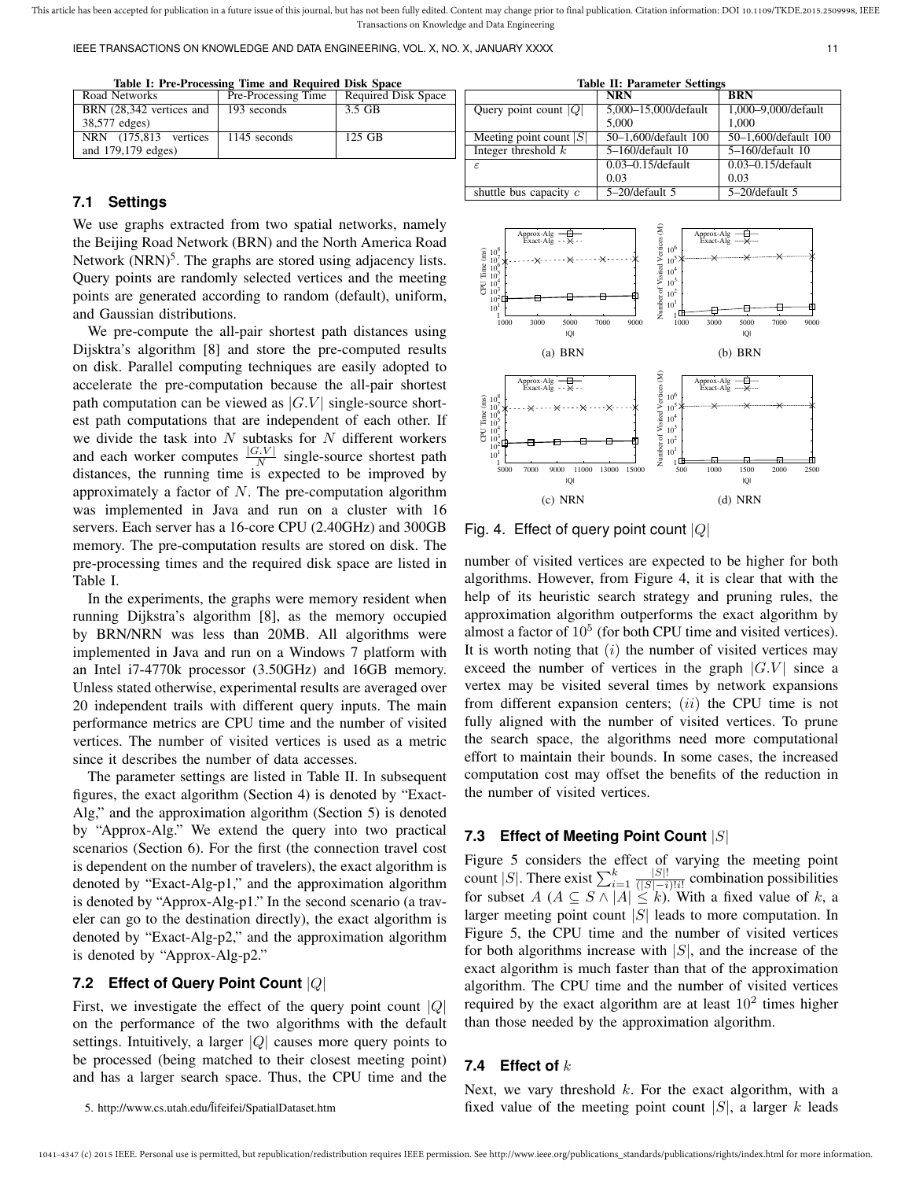**Table I: Pre-Processing Time and Required Disk Space**

| Road Networks | Pre-Processing Time | Required Disk Space |
|---|---|---|
| BRN (28,342 vertices and 38,577 edges) | 193 seconds | 3.5 GB |
| NRN (175,813 vertices and 179,179 edges) | 1145 seconds | 125 GB |

**Table II: Parameter Settings**

| | NRN | BRN |
|---|---|---|
| Query point count $\|Q\|$ | 5,000–15,000/default 5,000 | 1,000–9,000/default 1,000 |
| Meeting point count $\|S\|$ | 50–1,600/default 100 | 50–1,600/default 100 |
| Integer threshold $k$ | 5–160/default 10 | 5–160/default 10 |
| $\varepsilon$ | 0.03–0.15/default 0.03 | 0.03–0.15/default 0.03 |
| shuttle bus capacity $c$ | 5–20/default 5 | 5–20/default 5 |

### 7.1 Settings

We use graphs extracted from two spatial networks, namely the Beijing Road Network (BRN) and the North America Road Network (NRN)[5]. The graphs are stored using adjacency lists. Query points are randomly selected vertices and the meeting points are generated according to random (default), uniform, and Gaussian distributions.

We pre-compute the all-pair shortest path distances using Dijsktra's algorithm [8] and store the pre-computed results on disk. Parallel computing techniques are easily adopted to accelerate the pre-computation because the all-pair shortest path computation can be viewed as $|G.V|$ single-source shortest path computations that are independent of each other. If we divide the task into $N$ subtasks for $N$ different workers and each worker computes $\frac{|G.V|}{N}$ single-source shortest path distances, the running time is expected to be improved by approximately a factor of $N$. The pre-computation algorithm was implemented in Java and run on a cluster with 16 servers. Each server has a 16-core CPU (2.40GHz) and 300GB memory. The pre-computation results are stored on disk. The pre-processing times and the required disk space are listed in Table I.

In the experiments, the graphs were memory resident when running Dijkstra's algorithm [8], as the memory occupied by BRN/NRN was less than 20MB. All algorithms were implemented in Java and run on a Windows 7 platform with an Intel i7-4770k processor (3.50GHz) and 16GB memory. Unless stated otherwise, experimental results are averaged over 20 independent trails with different query inputs. The main performance metrics are CPU time and the number of visited vertices. The number of visited vertices is used as a metric since it describes the number of data accesses.

The parameter settings are listed in Table II. In subsequent figures, the exact algorithm (Section 4) is denoted by "Exact-Alg," and the approximation algorithm (Section 5) is denoted by "Approx-Alg." We extend the query into two practical scenarios (Section 6). For the first (the connection travel cost is dependent on the number of travelers), the exact algorithm is denoted by "Exact-Alg-p1," and the approximation algorithm is denoted by "Approx-Alg-p1." In the second scenario (a traveler can go to the destination directly), the exact algorithm is denoted by "Exact-Alg-p2," and the approximation algorithm is denoted by "Approx-Alg-p2."

### 7.2 Effect of Query Point Count $|Q|$

First, we investigate the effect of the query point count $|Q|$ on the performance of the two algorithms with the default settings. Intuitively, a larger $|Q|$ causes more query points to be processed (being matched to their closest meeting point) and has a larger search space. Thus, the CPU time and the number of visited vertices are expected to be higher for both algorithms. However, from Figure 4, it is clear that with the help of its heuristic search strategy and pruning rules, the approximation algorithm outperforms the exact algorithm by almost a factor of $10^5$ (for both CPU time and visited vertices). It is worth noting that $(i)$ the number of visited vertices may exceed the number of vertices in the graph $|G.V|$ since a vertex may be visited several times by network expansions from different expansion centers; $(ii)$ the CPU time is not fully aligned with the number of visited vertices. To prune the search space, the algorithms need more computational effort to maintain their bounds. In some cases, the increased computation cost may offset the benefits of the reduction in the number of visited vertices.

(a) BRN (b) BRN (c) NRN (d) NRN

Fig. 4. Effect of query point count $|Q|$

### 7.3 Effect of Meeting Point Count $|S|$

Figure 5 considers the effect of varying the meeting point count $|S|$. There exist $\sum_{i=1}^{k} \frac{|S|!}{(|S|-i)!i!}$ combination possibilities for subset $A$ ($A \subseteq S \wedge |A| \leq k$). With a fixed value of $k$, a larger meeting point count $|S|$ leads to more computation. In Figure 5, the CPU time and the number of visited vertices for both algorithms increase with $|S|$, and the increase of the exact algorithm is much faster than that of the approximation algorithm. The CPU time and the number of visited vertices required by the exact algorithm are at least $10^2$ times higher than those needed by the approximation algorithm.

### 7.4 Effect of $k$

Next, we vary threshold $k$. For the exact algorithm, with a fixed value of the meeting point count $|S|$, a larger $k$ leads

5. http://www.cs.utah.edu/lifeifei/SpatialDataset.htm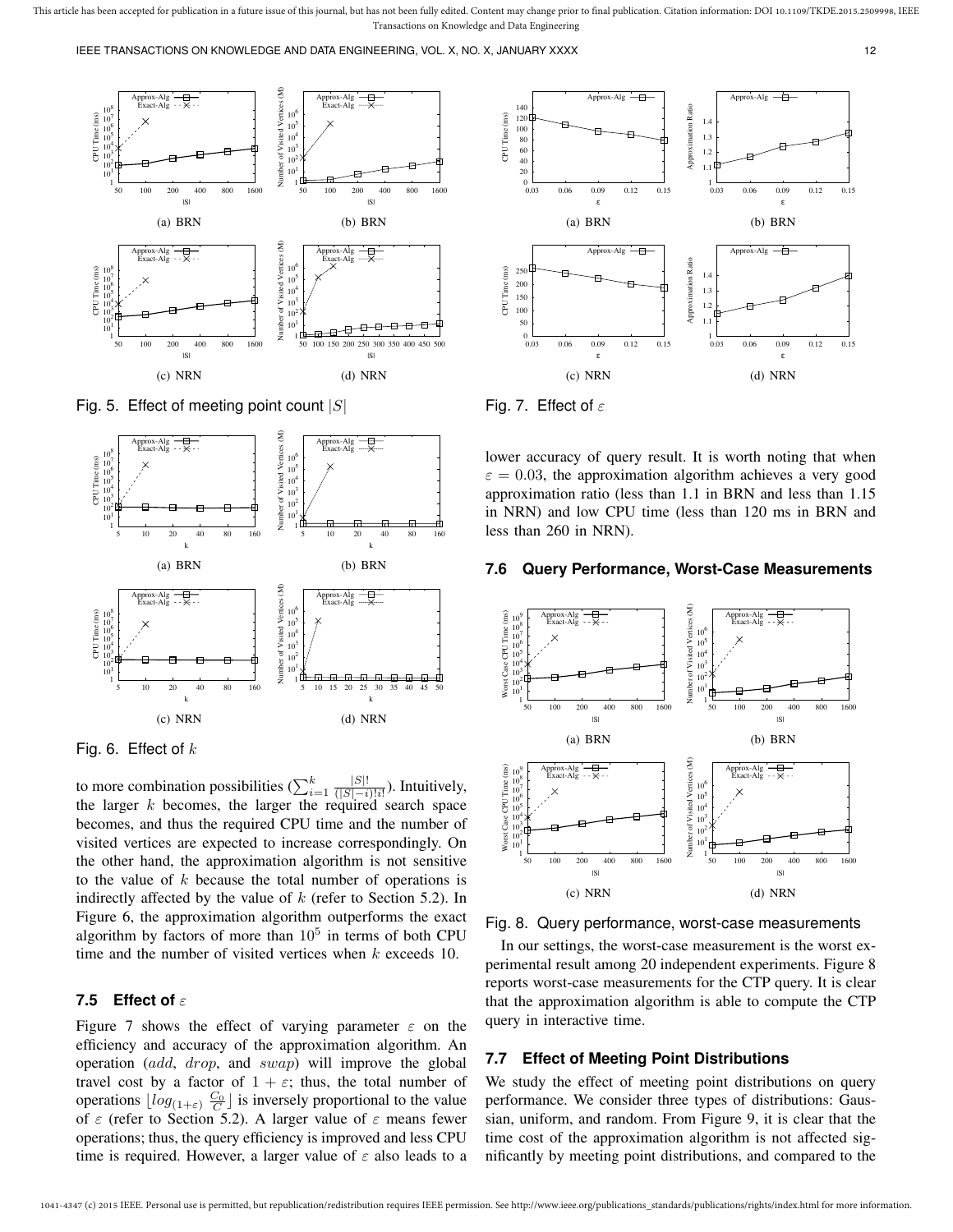Fig. 5. Effect of meeting point count $|S|$

Fig. 6. Effect of $k$

to more combination possibilities ($\sum_{i=1}^{k} \frac{|S|!}{(|S|-i)!i!}$). Intuitively, the larger $k$ becomes, the larger the required search space becomes, and thus the required CPU time and the number of visited vertices are expected to increase correspondingly. On the other hand, the approximation algorithm is not sensitive to the value of $k$ because the total number of operations is indirectly affected by the value of $k$ (refer to Section 5.2). In Figure 6, the approximation algorithm outperforms the exact algorithm by factors of more than $10^5$ in terms of both CPU time and the number of visited vertices when $k$ exceeds 10.

### 7.5 Effect of $\varepsilon$

Figure 7 shows the effect of varying parameter $\varepsilon$ on the efficiency and accuracy of the approximation algorithm. An operation (*add*, *drop*, and *swap*) will improve the global travel cost by a factor of $1 + \varepsilon$; thus, the total number of operations $\lfloor log_{(1+\varepsilon)} \frac{C_0}{C} \rfloor$ is inversely proportional to the value of $\varepsilon$ (refer to Section 5.2). A larger value of $\varepsilon$ means fewer operations; thus, the query efficiency is improved and less CPU time is required. However, a larger value of $\varepsilon$ also leads to a lower accuracy of query result. It is worth noting that when $\varepsilon = 0.03$, the approximation algorithm achieves a very good approximation ratio (less than 1.1 in BRN and less than 1.15 in NRN) and low CPU time (less than 120 ms in BRN and less than 260 in NRN).

Fig. 7. Effect of $\varepsilon$

### 7.6 Query Performance, Worst-Case Measurements

Fig. 8. Query performance, worst-case measurements

In our settings, the worst-case measurement is the worst experimental result among 20 independent experiments. Figure 8 reports worst-case measurements for the CTP query. It is clear that the approximation algorithm is able to compute the CTP query in interactive time.

### 7.7 Effect of Meeting Point Distributions

We study the effect of meeting point distributions on query performance. We consider three types of distributions: Gaussian, uniform, and random. From Figure 9, it is clear that the time cost of the approximation algorithm is not affected significantly by meeting point distributions, and compared to the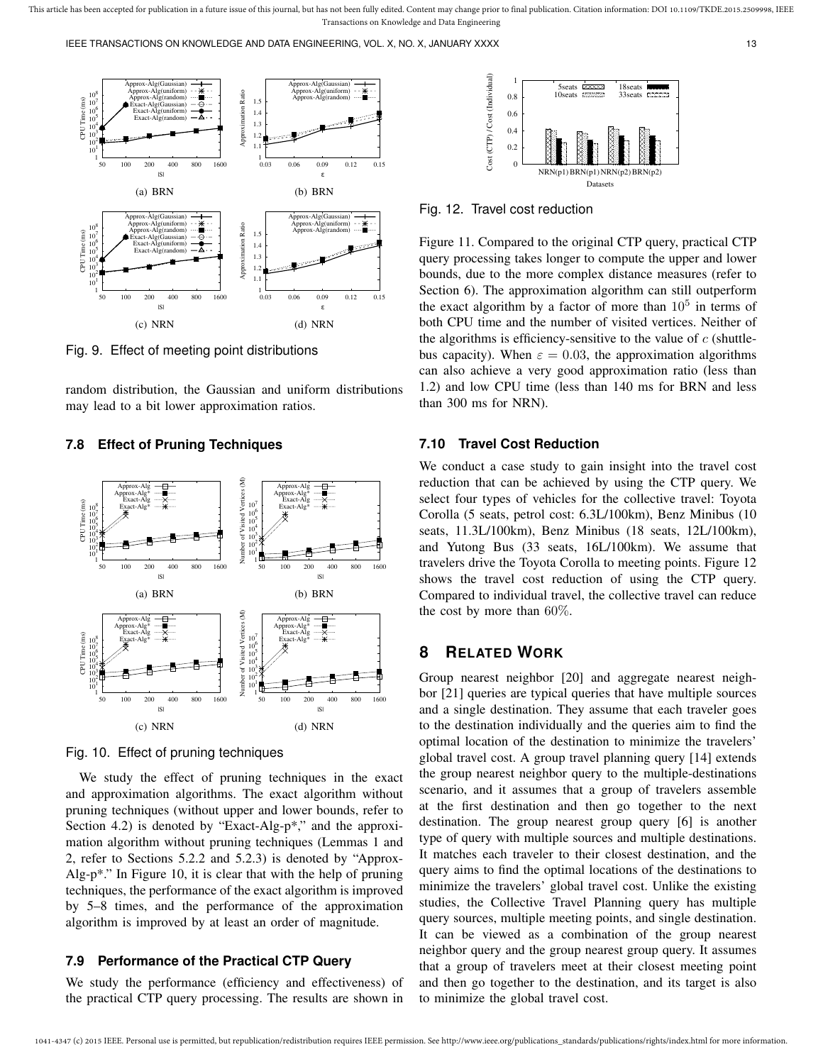Fig. 9. Effect of meeting point distributions

random distribution, the Gaussian and uniform distributions may lead to a bit lower approximation ratios.

### 7.8 Effect of Pruning Techniques

Fig. 10. Effect of pruning techniques

We study the effect of pruning techniques in the exact and approximation algorithms. The exact algorithm without pruning techniques (without upper and lower bounds, refer to Section 4.2) is denoted by "Exact-Alg-p*," and the approximation algorithm without pruning techniques (Lemmas 1 and 2, refer to Sections 5.2.2 and 5.2.3) is denoted by "Approx-Alg-p*." In Figure 10, it is clear that with the help of pruning techniques, the performance of the exact algorithm is improved by 5–8 times, and the performance of the approximation algorithm is improved by at least an order of magnitude.

### 7.9 Performance of the Practical CTP Query

We study the performance (efficiency and effectiveness) of the practical CTP query processing. The results are shown in Figure 11. Compared to the original CTP query, practical CTP query processing takes longer to compute the upper and lower bounds, due to the more complex distance measures (refer to Section 6). The approximation algorithm can still outperform the exact algorithm by a factor of more than $10^5$ in terms of both CPU time and the number of visited vertices. Neither of the algorithms is efficiency-sensitive to the value of $c$ (shuttle-bus capacity). When $\varepsilon = 0.03$, the approximation algorithms can also achieve a very good approximation ratio (less than 1.2) and low CPU time (less than 140 ms for BRN and less than 300 ms for NRN).

Fig. 12. Travel cost reduction

### 7.10 Travel Cost Reduction

We conduct a case study to gain insight into the travel cost reduction that can be achieved by using the CTP query. We select four types of vehicles for the collective travel: Toyota Corolla (5 seats, petrol cost: 6.3L/100km), Benz Minibus (10 seats, 11.3L/100km), Benz Minibus (18 seats, 12L/100km), and Yutong Bus (33 seats, 16L/100km). We assume that travelers drive the Toyota Corolla to meeting points. Figure 12 shows the travel cost reduction of using the CTP query. Compared to individual travel, the collective travel can reduce the cost by more than 60%.

## 8 Related Work

Group nearest neighbor [20] and aggregate nearest neighbor [21] queries are typical queries that have multiple sources and a single destination. They assume that each traveler goes to the destination individually and the queries aim to find the optimal location of the destination to minimize the travelers' global travel cost. A group travel planning query [14] extends the group nearest neighbor query to the multiple-destinations scenario, and it assumes that a group of travelers assemble at the first destination and then go together to the next destination. The group nearest group query [6] is another type of query with multiple sources and multiple destinations. It matches each traveler to their closest destination, and the query aims to find the optimal locations of the destinations to minimize the travelers' global travel cost. Unlike the existing studies, the Collective Travel Planning query has multiple query sources, multiple meeting points, and single destination. It can be viewed as a combination of the group nearest neighbor query and the group nearest group query. It assumes that a group of travelers meet at their closest meeting point and then go together to the destination, and its target is also to minimize the global travel cost.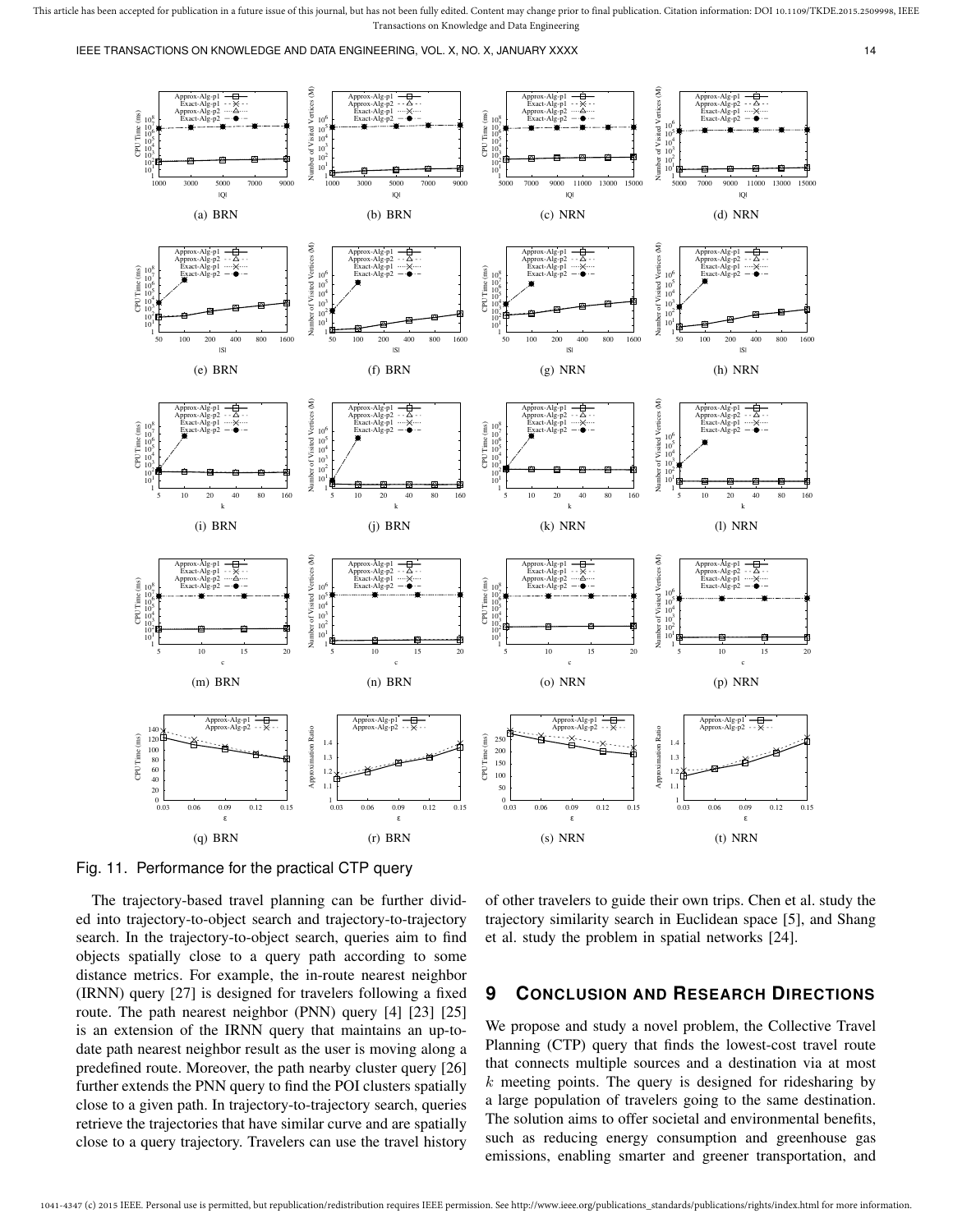Fig. 11. Performance for the practical CTP query

The trajectory-based travel planning can be further divided into trajectory-to-object search and trajectory-to-trajectory search. In the trajectory-to-object search, queries aim to find objects spatially close to a query path according to some distance metrics. For example, the in-route nearest neighbor (IRNN) query [27] is designed for travelers following a fixed route. The path nearest neighbor (PNN) query [4] [23] [25] is an extension of the IRNN query that maintains an up-to-date path nearest neighbor result as the user is moving along a predefined route. Moreover, the path nearby cluster query [26] further extends the PNN query to find the POI clusters spatially close to a given path. In trajectory-to-trajectory search, queries retrieve the trajectories that have similar curve and are spatially close to a query trajectory. Travelers can use the travel history of other travelers to guide their own trips. Chen et al. study the trajectory similarity search in Euclidean space [5], and Shang et al. study the problem in spatial networks [24].

## 9 Conclusion and Research Directions

We propose and study a novel problem, the Collective Travel Planning (CTP) query that finds the lowest-cost travel route that connects multiple sources and a destination via at most $k$ meeting points. The query is designed for ridesharing by a large population of travelers going to the same destination. The solution aims to offer societal and environmental benefits, such as reducing energy consumption and greenhouse gas emissions, enabling smarter and greener transportation, and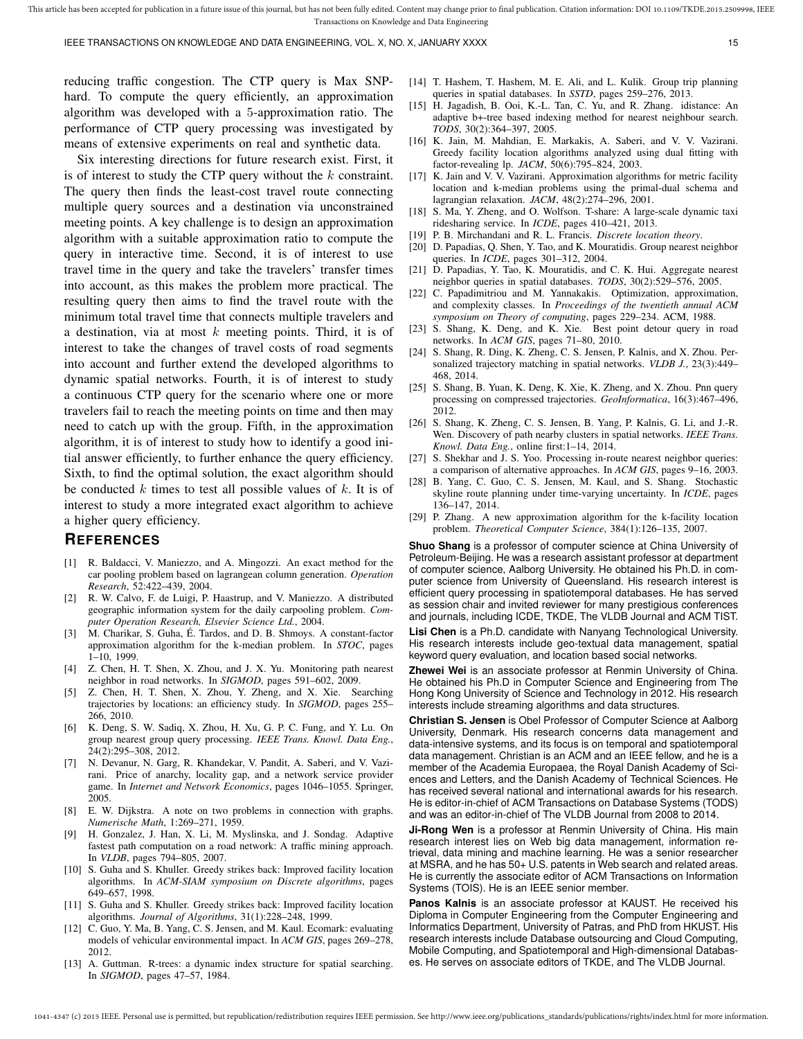reducing traffic congestion. The CTP query is Max SNP-hard. To compute the query efficiently, an approximation algorithm was developed with a 5-approximation ratio. The performance of CTP query processing was investigated by means of extensive experiments on real and synthetic data.

Six interesting directions for future research exist. First, it is of interest to study the CTP query without the $k$ constraint. The query then finds the least-cost travel route connecting multiple query sources and a destination via unconstrained meeting points. A key challenge is to design an approximation algorithm with a suitable approximation ratio to compute the query in interactive time. Second, it is of interest to use travel time in the query and take the travelers' transfer times into account, as this makes the problem more practical. The resulting query then aims to find the travel route with the minimum total travel time that connects multiple travelers and a destination, via at most $k$ meeting points. Third, it is of interest to take the changes of travel costs of road segments into account and further extend the developed algorithms to dynamic spatial networks. Fourth, it is of interest to study a continuous CTP query for the scenario where one or more travelers fail to reach the meeting points on time and then may need to catch up with the group. Fifth, in the approximation algorithm, it is of interest to study how to identify a good initial answer efficiently, to further enhance the query efficiency. Sixth, to find the optimal solution, the exact algorithm should be conducted $k$ times to test all possible values of $k$. It is of interest to study a more integrated exact algorithm to achieve a higher query efficiency.

## REFERENCES

[1] R. Baldacci, V. Maniezzo, and A. Mingozzi. An exact method for the car pooling problem based on lagrangean column generation. *Operation Research*, 52:422–439, 2004.

[2] R. W. Calvo, F. de Luigi, P. Haastrup, and V. Maniezzo. A distributed geographic information system for the daily carpooling problem. *Computer Operation Research, Elsevier Science Ltd.*, 2004.

[3] M. Charikar, S. Guha, É. Tardos, and D. B. Shmoys. A constant-factor approximation algorithm for the k-median problem. In *STOC*, pages 1–10, 1999.

[4] Z. Chen, H. T. Shen, X. Zhou, and J. X. Yu. Monitoring path nearest neighbor in road networks. In *SIGMOD*, pages 591–602, 2009.

[5] Z. Chen, H. T. Shen, X. Zhou, Y. Zheng, and X. Xie. Searching trajectories by locations: an efficiency study. In *SIGMOD*, pages 255–266, 2010.

[6] K. Deng, S. W. Sadiq, X. Zhou, H. Xu, G. P. C. Fung, and Y. Lu. On group nearest group query processing. *IEEE Trans. Knowl. Data Eng.*, 24(2):295–308, 2012.

[7] N. Devanur, N. Garg, R. Khandekar, V. Pandit, A. Saberi, and V. Vazirani. Price of anarchy, locality gap, and a network service provider game. In *Internet and Network Economics*, pages 1046–1055. Springer, 2005.

[8] E. W. Dijkstra. A note on two problems in connection with graphs. *Numerische Math*, 1:269–271, 1959.

[9] H. Gonzalez, J. Han, X. Li, M. Myslinska, and J. Sondag. Adaptive fastest path computation on a road network: A traffic mining approach. In *VLDB*, pages 794–805, 2007.

[10] S. Guha and S. Khuller. Greedy strikes back: Improved facility location algorithms. In *ACM-SIAM symposium on Discrete algorithms*, pages 649–657, 1998.

[11] S. Guha and S. Khuller. Greedy strikes back: Improved facility location algorithms. *Journal of Algorithms*, 31(1):228–248, 1999.

[12] C. Guo, Y. Ma, B. Yang, C. S. Jensen, and M. Kaul. Ecomark: evaluating models of vehicular environmental impact. In *ACM GIS*, pages 269–278, 2012.

[13] A. Guttman. R-trees: a dynamic index structure for spatial searching. In *SIGMOD*, pages 47–57, 1984.

[14] T. Hashem, T. Hashem, M. E. Ali, and L. Kulik. Group trip planning queries in spatial databases. In *SSTD*, pages 259–276, 2013.

[15] H. Jagadish, B. Ooi, K.-L. Tan, C. Yu, and R. Zhang. idistance: An adaptive b+-tree based indexing method for nearest neighbour search. *TODS*, 30(2):364–397, 2005.

[16] K. Jain, M. Mahdian, E. Markakis, A. Saberi, and V. V. Vazirani. Greedy facility location algorithms analyzed using dual fitting with factor-revealing lp. *JACM*, 50(6):795–824, 2003.

[17] K. Jain and V. V. Vazirani. Approximation algorithms for metric facility location and k-median problems using the primal-dual schema and lagrangian relaxation. *JACM*, 48(2):274–296, 2001.

[18] S. Ma, Y. Zheng, and O. Wolfson. T-share: A large-scale dynamic taxi ridesharing service. In *ICDE*, pages 410–421, 2013.

[19] P. B. Mirchandani and R. L. Francis. *Discrete location theory*.

[20] D. Papadias, Q. Shen, Y. Tao, and K. Mouratidis. Group nearest neighbor queries. In *ICDE*, pages 301–312, 2004.

[21] D. Papadias, Y. Tao, K. Mouratidis, and C. K. Hui. Aggregate nearest neighbor queries in spatial databases. *TODS*, 30(2):529–576, 2005.

[22] C. Papadimitriou and M. Yannakakis. Optimization, approximation, and complexity classes. In *Proceedings of the twentieth annual ACM symposium on Theory of computing*, pages 229–234. ACM, 1988.

[23] S. Shang, K. Deng, and K. Xie. Best point detour query in road networks. In *ACM GIS*, pages 71–80, 2010.

[24] S. Shang, R. Ding, K. Zheng, C. S. Jensen, P. Kalnis, and X. Zhou. Personalized trajectory matching in spatial networks. *VLDB J.*, 23(3):449–468, 2014.

[25] S. Shang, B. Yuan, K. Deng, K. Xie, K. Zheng, and X. Zhou. Pnn query processing on compressed trajectories. *GeoInformatica*, 16(3):467–496, 2012.

[26] S. Shang, K. Zheng, C. S. Jensen, B. Yang, P. Kalnis, G. Li, and J.-R. Wen. Discovery of path nearby clusters in spatial networks. *IEEE Trans. Knowl. Data Eng.*, online first:1–14, 2014.

[27] S. Shekhar and J. S. Yoo. Processing in-route nearest neighbor queries: a comparison of alternative approaches. In *ACM GIS*, pages 9–16, 2003.

[28] B. Yang, C. Guo, C. S. Jensen, M. Kaul, and S. Shang. Stochastic skyline route planning under time-varying uncertainty. In *ICDE*, pages 136–147, 2014.

[29] P. Zhang. A new approximation algorithm for the k-facility location problem. *Theoretical Computer Science*, 384(1):126–135, 2007.

**Shuo Shang** is a professor of computer science at China University of Petroleum-Beijing. He was a research assistant professor at department of computer science, Aalborg University. He obtained his Ph.D. in computer science from University of Queensland. His research interest is efficient query processing in spatiotemporal databases. He has served as session chair and invited reviewer for many prestigious conferences and journals, including ICDE, TKDE, The VLDB Journal and ACM TIST.

**Lisi Chen** is a Ph.D. candidate with Nanyang Technological University. His research interests include geo-textual data management, spatial keyword query evaluation, and location based social networks.

**Zhewei Wei** is an associate professor at Renmin University of China. He obtained his Ph.D in Computer Science and Engineering from The Hong Kong University of Science and Technology in 2012. His research interests include streaming algorithms and data structures.

**Christian S. Jensen** is Obel Professor of Computer Science at Aalborg University, Denmark. His research concerns data management and data-intensive systems, and its focus is on temporal and spatiotemporal data management. Christian is an ACM and an IEEE fellow, and he is a member of the Academia Europaea, the Royal Danish Academy of Sciences and Letters, and the Danish Academy of Technical Sciences. He has received several national and international awards for his research. He is editor-in-chief of ACM Transactions on Database Systems (TODS) and was an editor-in-chief of The VLDB Journal from 2008 to 2014.

**Ji-Rong Wen** is a professor at Renmin University of China. His main research interest lies on Web big data management, information retrieval, data mining and machine learning. He was a senior researcher at MSRA, and he has 50+ U.S. patents in Web search and related areas. He is currently the associate editor of ACM Transactions on Information Systems (TOIS). He is an IEEE senior member.

**Panos Kalnis** is an associate professor at KAUST. He received his Diploma in Computer Engineering from the Computer Engineering and Informatics Department, University of Patras, and PhD from HKUST. His research interests include Database outsourcing and Cloud Computing, Mobile Computing, and Spatiotemporal and High-dimensional Databases. He serves on associate editors of TKDE, and The VLDB Journal.